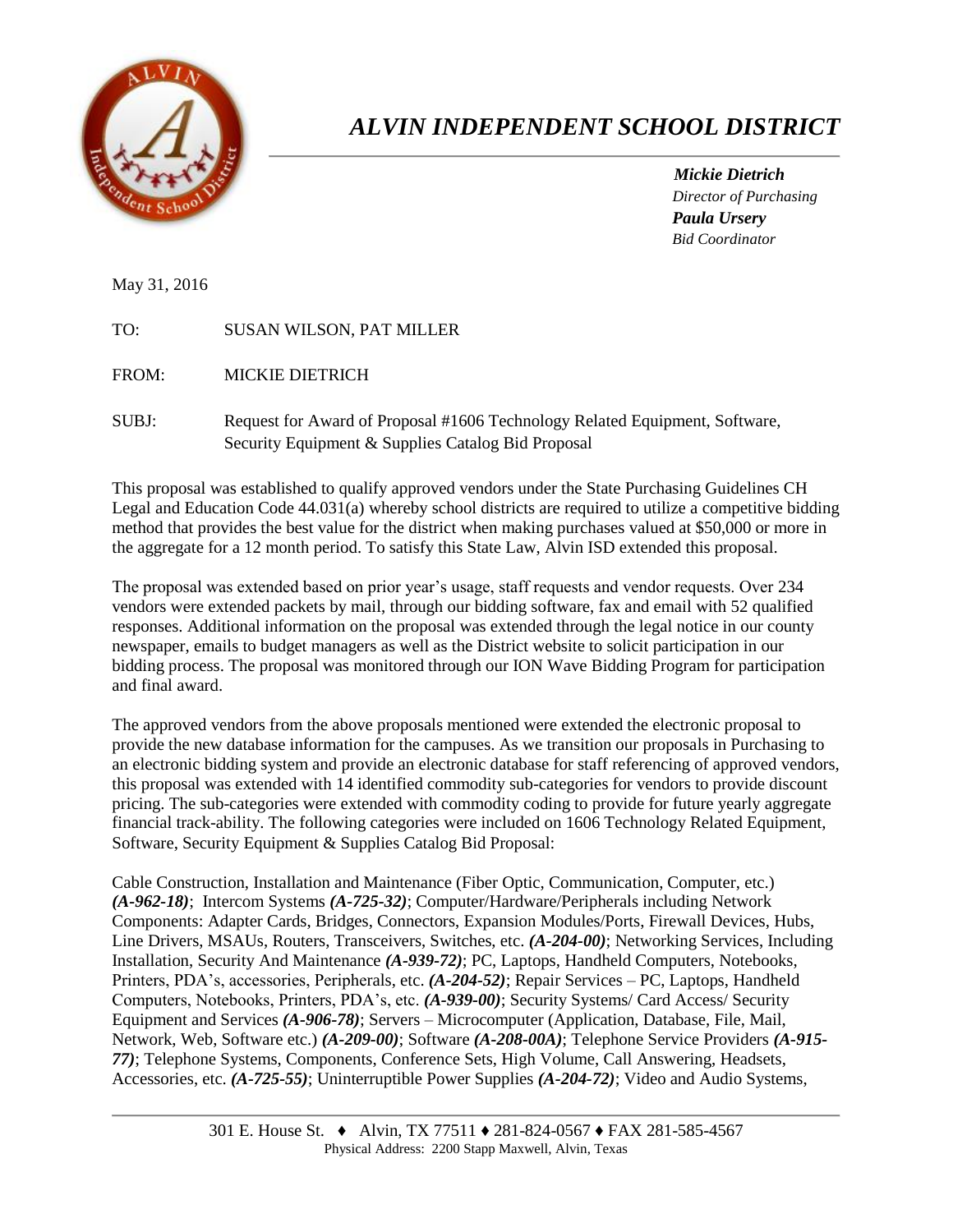# *ALVIN INDEPENDENT SCHOOL DISTRICT*

***Mickie Dietrich***
*Director of Purchasing*
***Paula Ursery***
*Bid Coordinator*

May 31, 2016

TO: SUSAN WILSON, PAT MILLER

FROM: MICKIE DIETRICH

SUBJ: Request for Award of Proposal #1606 Technology Related Equipment, Software, Security Equipment & Supplies Catalog Bid Proposal

This proposal was established to qualify approved vendors under the State Purchasing Guidelines CH Legal and Education Code 44.031(a) whereby school districts are required to utilize a competitive bidding method that provides the best value for the district when making purchases valued at $50,000 or more in the aggregate for a 12 month period. To satisfy this State Law, Alvin ISD extended this proposal.

The proposal was extended based on prior year's usage, staff requests and vendor requests. Over 234 vendors were extended packets by mail, through our bidding software, fax and email with 52 qualified responses. Additional information on the proposal was extended through the legal notice in our county newspaper, emails to budget managers as well as the District website to solicit participation in our bidding process. The proposal was monitored through our ION Wave Bidding Program for participation and final award.

The approved vendors from the above proposals mentioned were extended the electronic proposal to provide the new database information for the campuses. As we transition our proposals in Purchasing to an electronic bidding system and provide an electronic database for staff referencing of approved vendors, this proposal was extended with 14 identified commodity sub-categories for vendors to provide discount pricing. The sub-categories were extended with commodity coding to provide for future yearly aggregate financial track-ability. The following categories were included on 1606 Technology Related Equipment, Software, Security Equipment & Supplies Catalog Bid Proposal:

Cable Construction, Installation and Maintenance (Fiber Optic, Communication, Computer, etc.) ***(A-962-18)***; Intercom Systems ***(A-725-32)***; Computer/Hardware/Peripherals including Network Components: Adapter Cards, Bridges, Connectors, Expansion Modules/Ports, Firewall Devices, Hubs, Line Drivers, MSAUs, Routers, Transceivers, Switches, etc. ***(A-204-00)***; Networking Services, Including Installation, Security And Maintenance ***(A-939-72)***; PC, Laptops, Handheld Computers, Notebooks, Printers, PDA's, accessories, Peripherals, etc. ***(A-204-52)***; Repair Services – PC, Laptops, Handheld Computers, Notebooks, Printers, PDA's, etc. ***(A-939-00)***; Security Systems/ Card Access/ Security Equipment and Services ***(A-906-78)***; Servers – Microcomputer (Application, Database, File, Mail, Network, Web, Software etc.) ***(A-209-00)***; Software ***(A-208-00A)***; Telephone Service Providers ***(A-915-77)***; Telephone Systems, Components, Conference Sets, High Volume, Call Answering, Headsets, Accessories, etc. ***(A-725-55)***; Uninterruptible Power Supplies ***(A-204-72)***; Video and Audio Systems,

301 E. House St. ♦ Alvin, TX 77511 ♦ 281-824-0567 ♦ FAX 281-585-4567
Physical Address: 2200 Stapp Maxwell, Alvin, Texas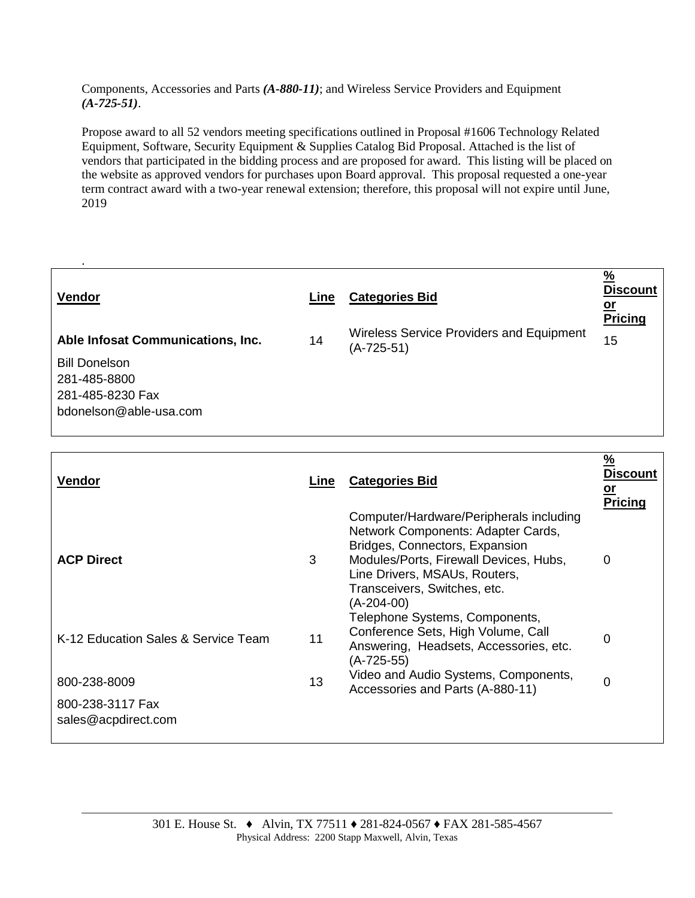Components, Accessories and Parts ***(A-880-11)***; and Wireless Service Providers and Equipment ***(A-725-51)***.

Propose award to all 52 vendors meeting specifications outlined in Proposal #1606 Technology Related Equipment, Software, Security Equipment & Supplies Catalog Bid Proposal. Attached is the list of vendors that participated in the bidding process and are proposed for award. This listing will be placed on the website as approved vendors for purchases upon Board approval. This proposal requested a one-year term contract award with a two-year renewal extension; therefore, this proposal will not expire until June, 2019

.

| Vendor | Line | Categories Bid | % Discount or Pricing |
|---|---|---|---|
| **Able Infosat Communications, Inc.** | 14 | Wireless Service Providers and Equipment (A-725-51) | 15 |
| Bill Donelson | | | |
| 281-485-8800 | | | |
| 281-485-8230 Fax | | | |
| bdonelson@able-usa.com | | | |

| Vendor | Line | Categories Bid | % Discount or Pricing |
|---|---|---|---|
| **ACP Direct** | 3 | Computer/Hardware/Peripherals including Network Components: Adapter Cards, Bridges, Connectors, Expansion Modules/Ports, Firewall Devices, Hubs, Line Drivers, MSAUs, Routers, Transceivers, Switches, etc. (A-204-00) | 0 |
| K-12 Education Sales & Service Team | 11 | Telephone Systems, Components, Conference Sets, High Volume, Call Answering, Headsets, Accessories, etc. (A-725-55) | 0 |
| 800-238-8009 | 13 | Video and Audio Systems, Components, Accessories and Parts (A-880-11) | 0 |
| 800-238-3117 Fax | | | |
| sales@acpdirect.com | | | |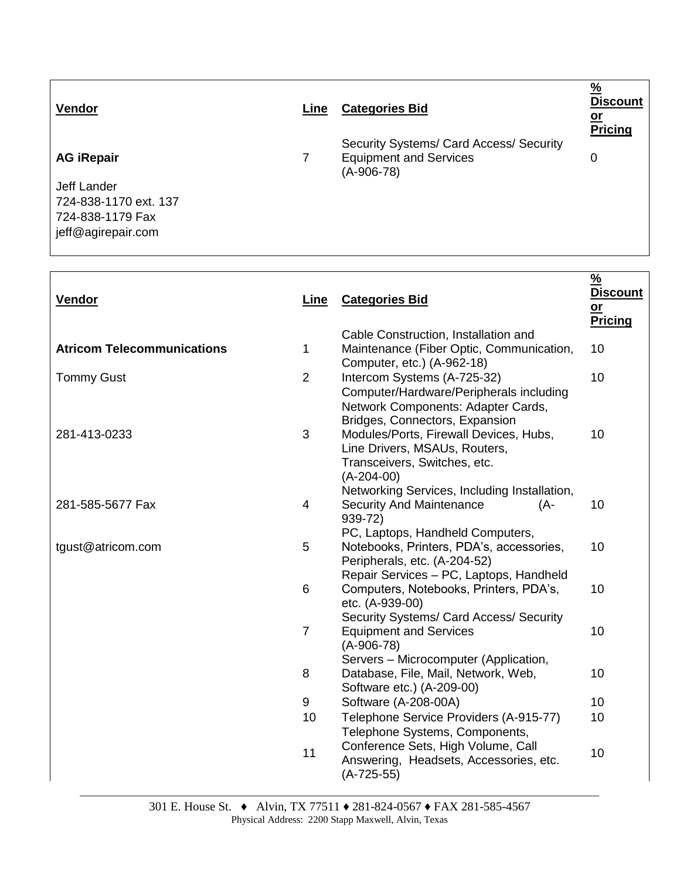| Vendor | Line | Categories Bid | % Discount or Pricing |
|---|---|---|---|
| **AG iRepair** | 7 | Security Systems/ Card Access/ Security Equipment and Services (A-906-78) | 0 |
| Jeff Lander | | | |
| 724-838-1170 ext. 137 | | | |
| 724-838-1179 Fax | | | |
| jeff@agirepair.com | | | |

| Vendor | Line | Categories Bid | % Discount or Pricing |
|---|---|---|---|
| **Atricom Telecommunications** | 1 | Cable Construction, Installation and Maintenance (Fiber Optic, Communication, Computer, etc.) (A-962-18) | 10 |
| Tommy Gust | 2 | Intercom Systems (A-725-32) | 10 |
| 281-413-0233 | 3 | Computer/Hardware/Peripherals including Network Components: Adapter Cards, Bridges, Connectors, Expansion Modules/Ports, Firewall Devices, Hubs, Line Drivers, MSAUs, Routers, Transceivers, Switches, etc. (A-204-00) | 10 |
| 281-585-5677 Fax | 4 | Networking Services, Including Installation, Security And Maintenance (A-939-72) | 10 |
| tgust@atricom.com | 5 | PC, Laptops, Handheld Computers, Notebooks, Printers, PDA's, accessories, Peripherals, etc. (A-204-52) | 10 |
| | 6 | Repair Services – PC, Laptops, Handheld Computers, Notebooks, Printers, PDA's, etc. (A-939-00) | 10 |
| | 7 | Security Systems/ Card Access/ Security Equipment and Services (A-906-78) | 10 |
| | 8 | Servers – Microcomputer (Application, Database, File, Mail, Network, Web, Software etc.) (A-209-00) | 10 |
| | 9 | Software (A-208-00A) | 10 |
| | 10 | Telephone Service Providers (A-915-77) | 10 |
| | 11 | Telephone Systems, Components, Conference Sets, High Volume, Call Answering, Headsets, Accessories, etc. (A-725-55) | 10 |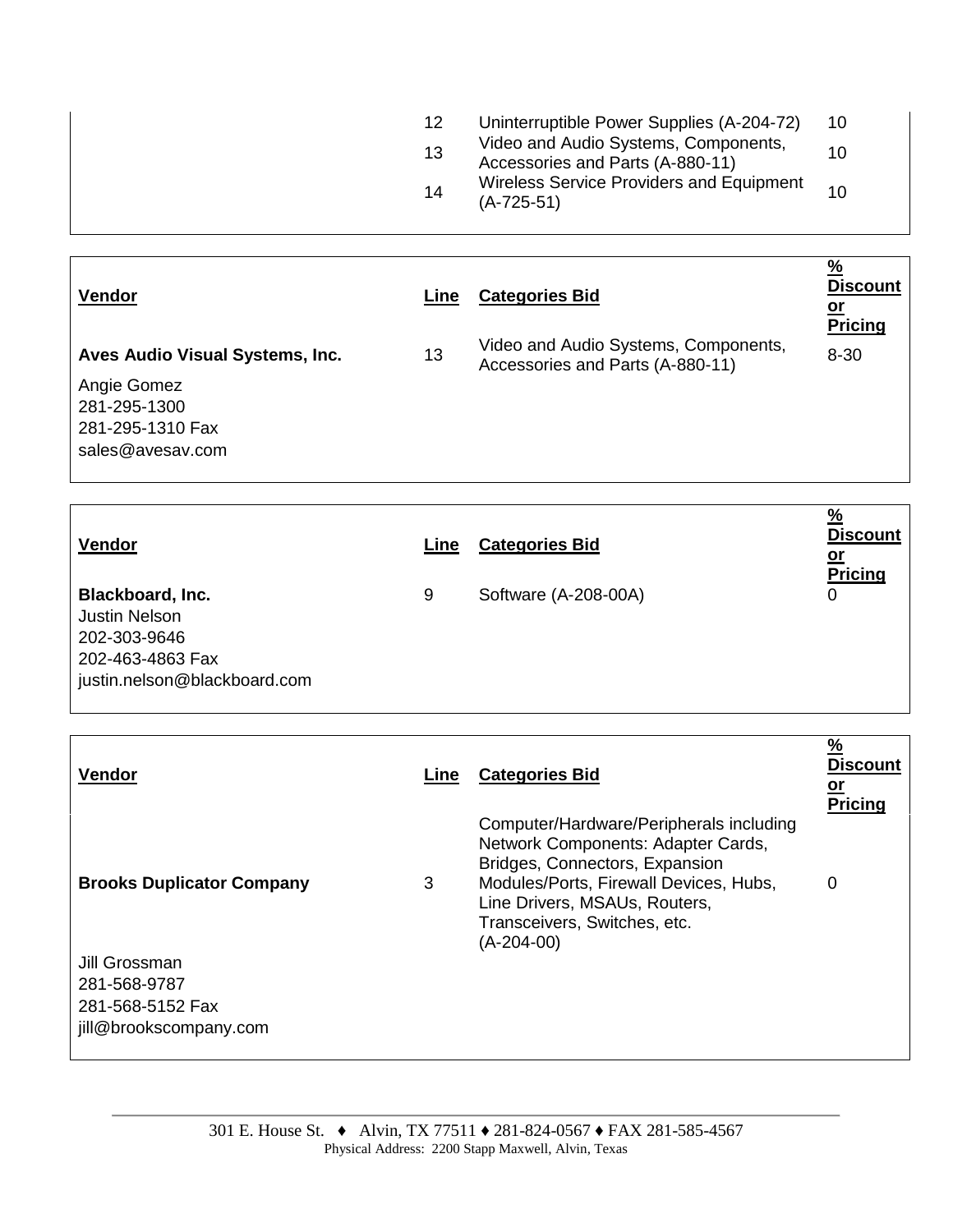| | Line | Categories Bid | % Discount or Pricing |
|---|---|---|---|
| | 12 | Uninterruptible Power Supplies (A-204-72) | 10 |
| | 13 | Video and Audio Systems, Components, Accessories and Parts (A-880-11) | 10 |
| | 14 | Wireless Service Providers and Equipment (A-725-51) | 10 |

| Vendor | Line | Categories Bid | % Discount or Pricing |
|---|---|---|---|
| **Aves Audio Visual Systems, Inc.**<br>Angie Gomez<br>281-295-1300<br>281-295-1310 Fax<br>sales@avesav.com | 13 | Video and Audio Systems, Components, Accessories and Parts (A-880-11) | 8-30 |

| Vendor | Line | Categories Bid | % Discount or Pricing |
|---|---|---|---|
| **Blackboard, Inc.**<br>Justin Nelson<br>202-303-9646<br>202-463-4863 Fax<br>justin.nelson@blackboard.com | 9 | Software (A-208-00A) | 0 |

| Vendor | Line | Categories Bid | % Discount or Pricing |
|---|---|---|---|
| **Brooks Duplicator Company**<br>Jill Grossman<br>281-568-9787<br>281-568-5152 Fax<br>jill@brookscompany.com | 3 | Computer/Hardware/Peripherals including Network Components: Adapter Cards, Bridges, Connectors, Expansion Modules/Ports, Firewall Devices, Hubs, Line Drivers, MSAUs, Routers, Transceivers, Switches, etc. (A-204-00) | 0 |

301 E. House St. ♦ Alvin, TX 77511 ♦ 281-824-0567 ♦ FAX 281-585-4567
Physical Address: 2200 Stapp Maxwell, Alvin, Texas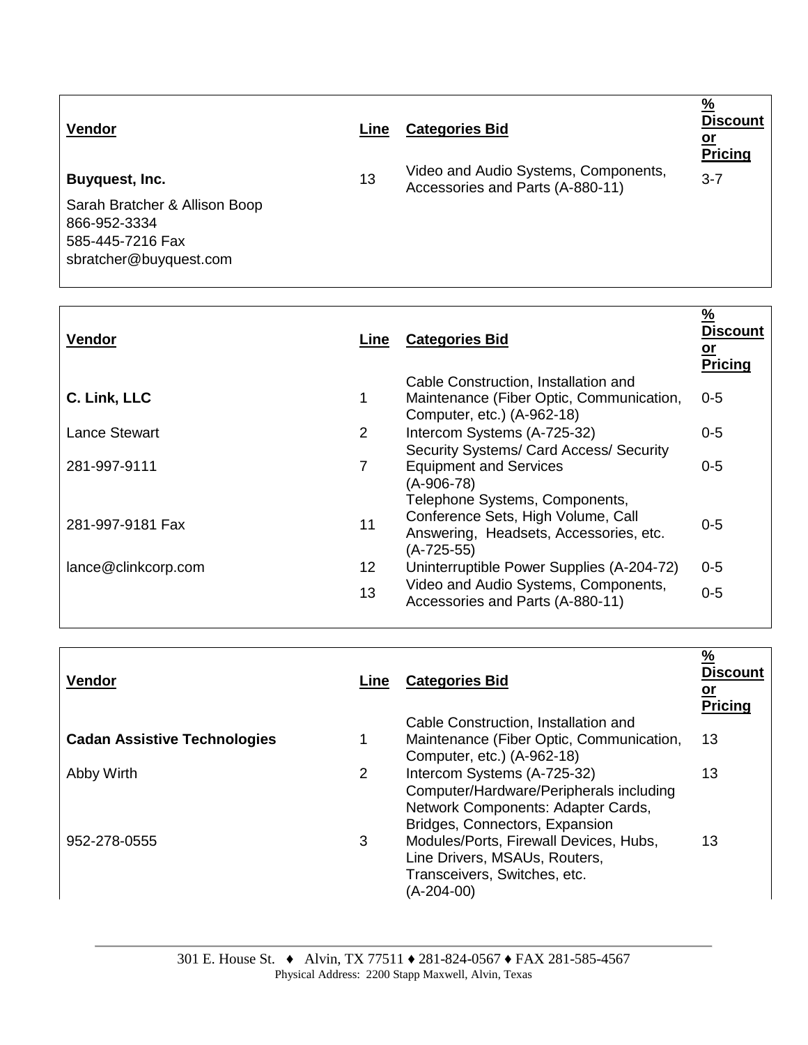| Vendor | Line | Categories Bid | % Discount or Pricing |
| --- | --- | --- | --- |
| **Buyquest, Inc.** | 13 | Video and Audio Systems, Components, Accessories and Parts (A-880-11) | 3-7 |
| Sarah Bratcher & Allison Boop | | | |
| 866-952-3334 | | | |
| 585-445-7216 Fax | | | |
| sbratcher@buyquest.com | | | |

| Vendor | Line | Categories Bid | % Discount or Pricing |
| --- | --- | --- | --- |
| **C. Link, LLC** | 1 | Cable Construction, Installation and Maintenance (Fiber Optic, Communication, Computer, etc.) (A-962-18) | 0-5 |
| Lance Stewart | 2 | Intercom Systems (A-725-32) | 0-5 |
| 281-997-9111 | 7 | Security Systems/ Card Access/ Security Equipment and Services (A-906-78) | 0-5 |
| 281-997-9181 Fax | 11 | Telephone Systems, Components, Conference Sets, High Volume, Call Answering, Headsets, Accessories, etc. (A-725-55) | 0-5 |
| lance@clinkcorp.com | 12 | Uninterruptible Power Supplies (A-204-72) | 0-5 |
| | 13 | Video and Audio Systems, Components, Accessories and Parts (A-880-11) | 0-5 |

| Vendor | Line | Categories Bid | % Discount or Pricing |
| --- | --- | --- | --- |
| **Cadan Assistive Technologies** | 1 | Cable Construction, Installation and Maintenance (Fiber Optic, Communication, Computer, etc.) (A-962-18) | 13 |
| Abby Wirth | 2 | Intercom Systems (A-725-32) | 13 |
| 952-278-0555 | 3 | Computer/Hardware/Peripherals including Network Components: Adapter Cards, Bridges, Connectors, Expansion Modules/Ports, Firewall Devices, Hubs, Line Drivers, MSAUs, Routers, Transceivers, Switches, etc. (A-204-00) | 13 |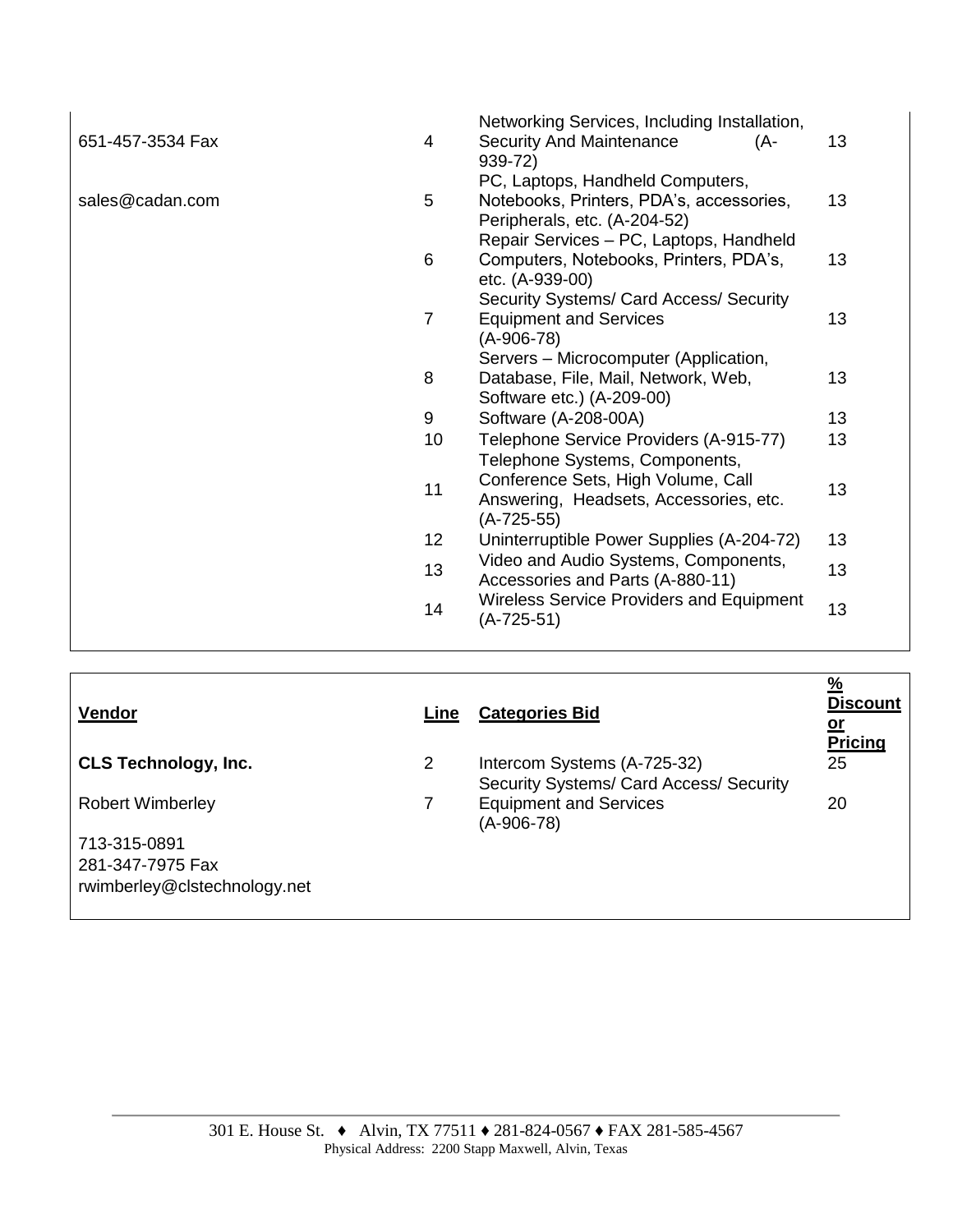| Vendor | Line | Categories Bid | % Discount or Pricing |
|---|---|---|---|
| 651-457-3534 Fax | 4 | Networking Services, Including Installation, Security And Maintenance (A-939-72) | 13 |
| sales@cadan.com | 5 | PC, Laptops, Handheld Computers, Notebooks, Printers, PDA's, accessories, Peripherals, etc. (A-204-52) | 13 |
| | 6 | Repair Services – PC, Laptops, Handheld Computers, Notebooks, Printers, PDA's, etc. (A-939-00) | 13 |
| | 7 | Security Systems/ Card Access/ Security Equipment and Services (A-906-78) | 13 |
| | 8 | Servers – Microcomputer (Application, Database, File, Mail, Network, Web, Software etc.) (A-209-00) | 13 |
| | 9 | Software (A-208-00A) | 13 |
| | 10 | Telephone Service Providers (A-915-77) | 13 |
| | 11 | Telephone Systems, Components, Conference Sets, High Volume, Call Answering, Headsets, Accessories, etc. (A-725-55) | 13 |
| | 12 | Uninterruptible Power Supplies (A-204-72) | 13 |
| | 13 | Video and Audio Systems, Components, Accessories and Parts (A-880-11) | 13 |
| | 14 | Wireless Service Providers and Equipment (A-725-51) | 13 |

| **Vendor** | **Line** | **Categories Bid** | **% Discount or Pricing** |
|---|---|---|---|
| **CLS Technology, Inc.** | 2 | Intercom Systems (A-725-32) | 25 |
| Robert Wimberley | 7 | Security Systems/ Card Access/ Security Equipment and Services (A-906-78) | 20 |
| 713-315-0891 | | | |
| 281-347-7975 Fax | | | |
| rwimberley@clstechnology.net | | | |

301 E. House St. ♦ Alvin, TX 77511 ♦ 281-824-0567 ♦ FAX 281-585-4567
Physical Address: 2200 Stapp Maxwell, Alvin, Texas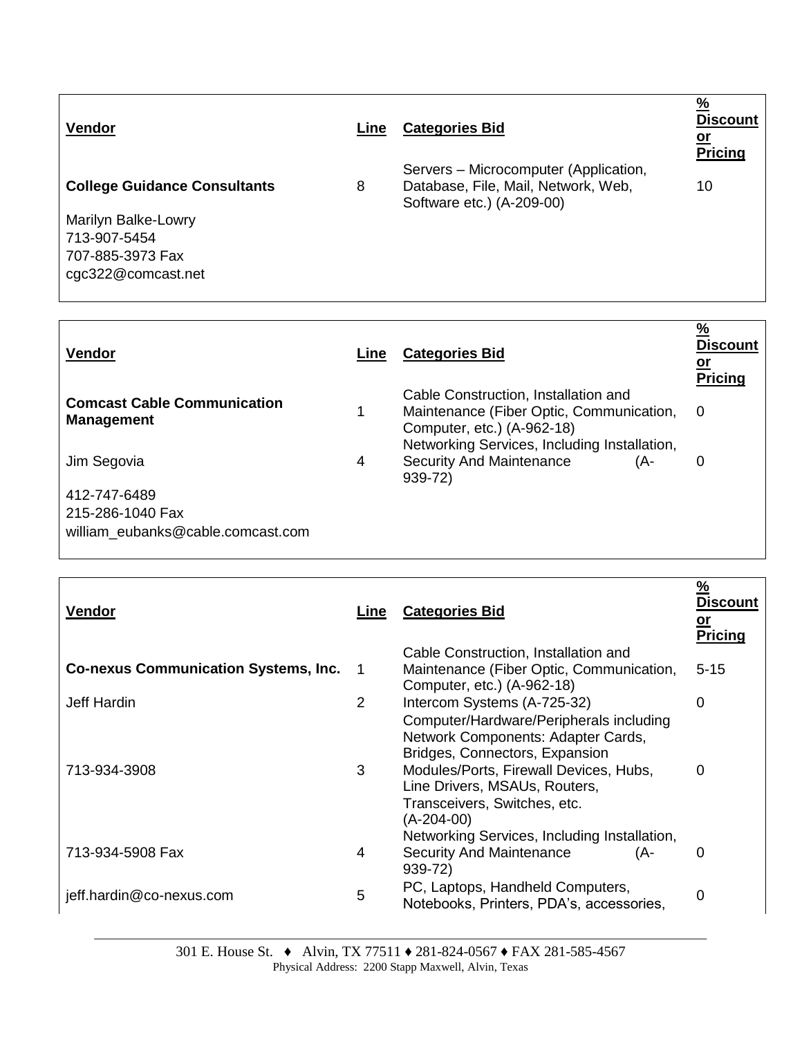| Vendor | Line | Categories Bid | % Discount or Pricing |
|---|---|---|---|
| **College Guidance Consultants** | 8 | Servers – Microcomputer (Application, Database, File, Mail, Network, Web, Software etc.) (A-209-00) | 10 |
| Marilyn Balke-Lowry | | | |
| 713-907-5454 | | | |
| 707-885-3973 Fax | | | |
| cgc322@comcast.net | | | |

| Vendor | Line | Categories Bid | % Discount or Pricing |
|---|---|---|---|
| **Comcast Cable Communication Management** | 1 | Cable Construction, Installation and Maintenance (Fiber Optic, Communication, Computer, etc.) (A-962-18) | 0 |
| Jim Segovia | 4 | Networking Services, Including Installation, Security And Maintenance (A-939-72) | 0 |
| 412-747-6489 | | | |
| 215-286-1040 Fax | | | |
| william_eubanks@cable.comcast.com | | | |

| Vendor | Line | Categories Bid | % Discount or Pricing |
|---|---|---|---|
| **Co-nexus Communication Systems, Inc.** | 1 | Cable Construction, Installation and Maintenance (Fiber Optic, Communication, Computer, etc.) (A-962-18) | 5-15 |
| Jeff Hardin | 2 | Intercom Systems (A-725-32) | 0 |
| 713-934-3908 | 3 | Computer/Hardware/Peripherals including Network Components: Adapter Cards, Bridges, Connectors, Expansion Modules/Ports, Firewall Devices, Hubs, Line Drivers, MSAUs, Routers, Transceivers, Switches, etc. (A-204-00) | 0 |
| 713-934-5908 Fax | 4 | Networking Services, Including Installation, Security And Maintenance (A-939-72) | 0 |
| jeff.hardin@co-nexus.com | 5 | PC, Laptops, Handheld Computers, Notebooks, Printers, PDA's, accessories, | 0 |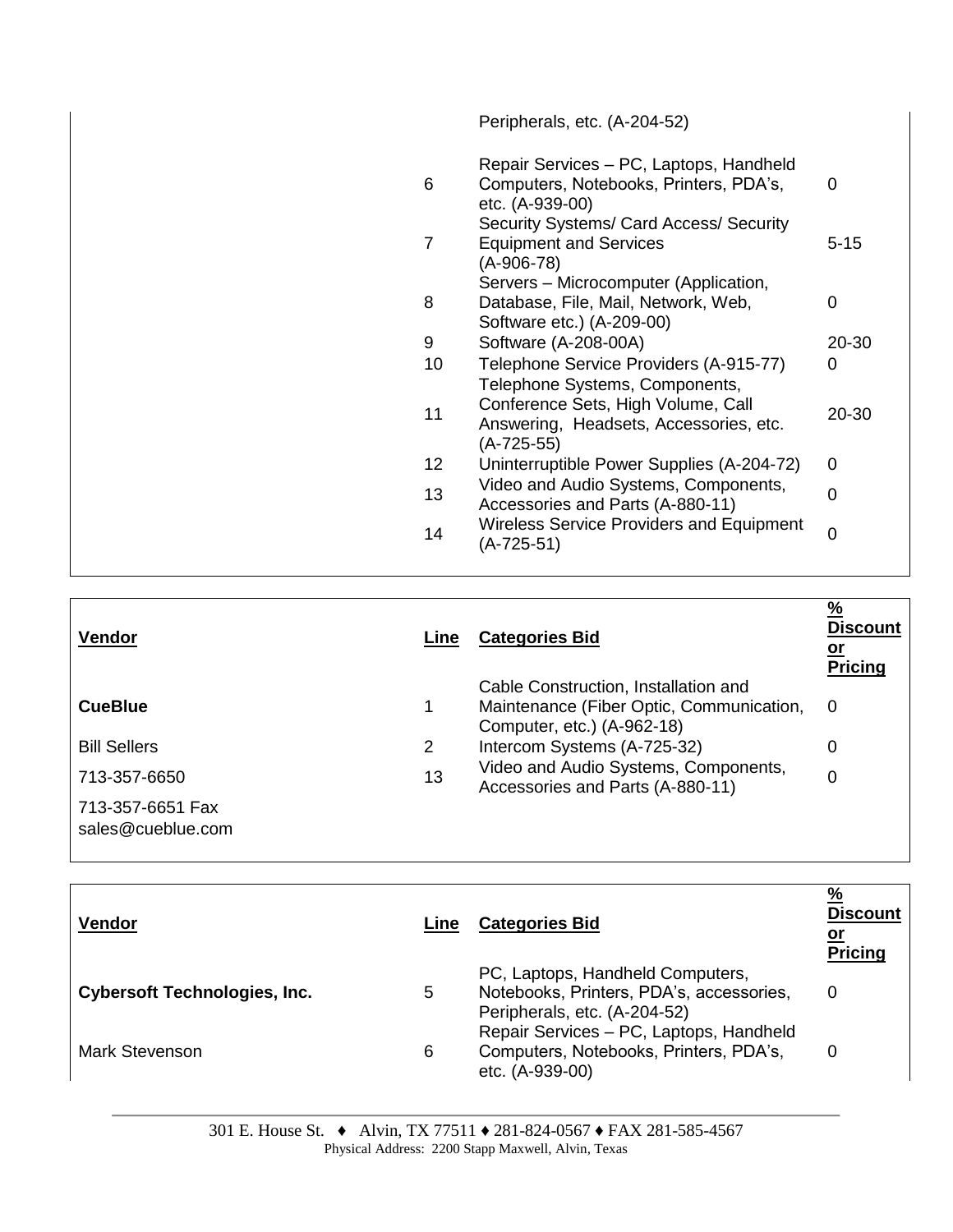| Vendor | Line | Categories Bid | % Discount or Pricing |
|---|---|---|---|
| | | Peripherals, etc. (A-204-52) | |
| | 6 | Repair Services – PC, Laptops, Handheld Computers, Notebooks, Printers, PDA's, etc. (A-939-00) | 0 |
| | 7 | Security Systems/ Card Access/ Security Equipment and Services (A-906-78) | 5-15 |
| | 8 | Servers – Microcomputer (Application, Database, File, Mail, Network, Web, Software etc.) (A-209-00) | 0 |
| | 9 | Software (A-208-00A) | 20-30 |
| | 10 | Telephone Service Providers (A-915-77) | 0 |
| | 11 | Telephone Systems, Components, Conference Sets, High Volume, Call Answering, Headsets, Accessories, etc. (A-725-55) | 20-30 |
| | 12 | Uninterruptible Power Supplies (A-204-72) | 0 |
| | 13 | Video and Audio Systems, Components, Accessories and Parts (A-880-11) | 0 |
| | 14 | Wireless Service Providers and Equipment (A-725-51) | 0 |

| Vendor | Line | Categories Bid | % Discount or Pricing |
|---|---|---|---|
| **CueBlue** | 1 | Cable Construction, Installation and Maintenance (Fiber Optic, Communication, Computer, etc.) (A-962-18) | 0 |
| Bill Sellers | 2 | Intercom Systems (A-725-32) | 0 |
| 713-357-6650 | 13 | Video and Audio Systems, Components, Accessories and Parts (A-880-11) | 0 |
| 713-357-6651 Fax | | | |
| sales@cueblue.com | | | |

| Vendor | Line | Categories Bid | % Discount or Pricing |
|---|---|---|---|
| **Cybersoft Technologies, Inc.** | 5 | PC, Laptops, Handheld Computers, Notebooks, Printers, PDA's, accessories, Peripherals, etc. (A-204-52) | 0 |
| Mark Stevenson | 6 | Repair Services – PC, Laptops, Handheld Computers, Notebooks, Printers, PDA's, etc. (A-939-00) | 0 |

301 E. House St. ♦ Alvin, TX 77511 ♦ 281-824-0567 ♦ FAX 281-585-4567
Physical Address: 2200 Stapp Maxwell, Alvin, Texas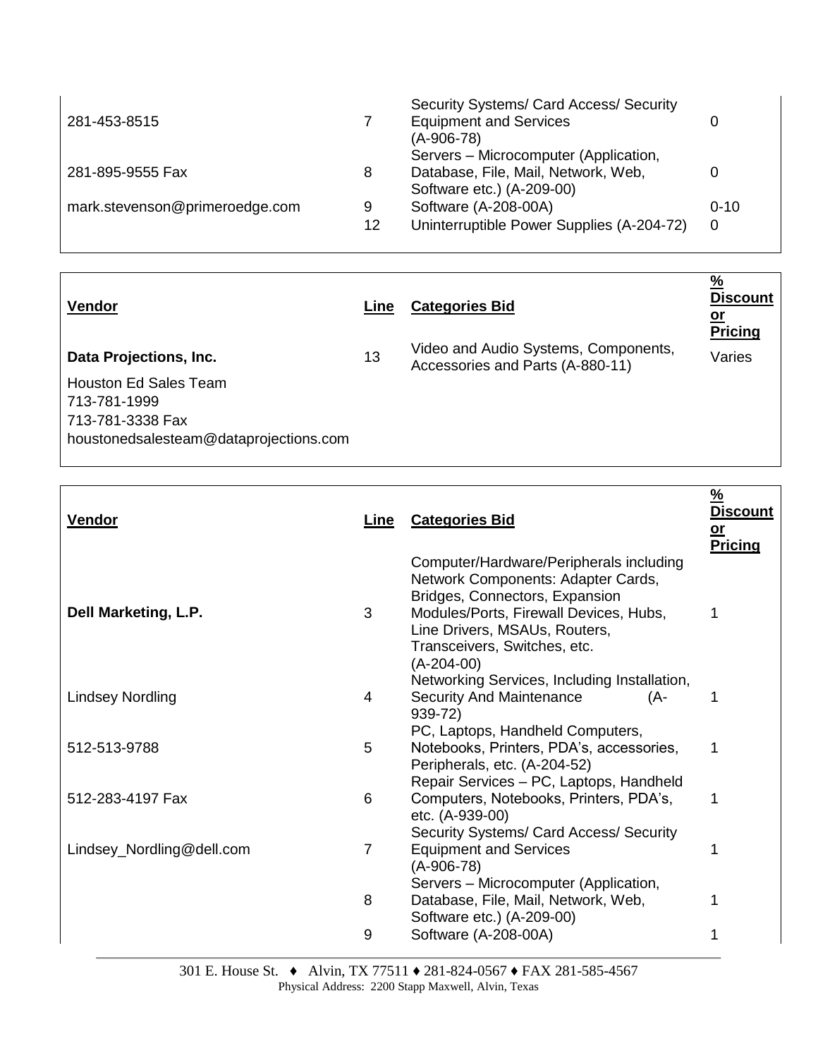| | | | |
|---|---|---|---|
| 281-453-8515 | 7 | Security Systems/ Card Access/ Security Equipment and Services (A-906-78) | 0 |
| 281-895-9555 Fax | 8 | Servers – Microcomputer (Application, Database, File, Mail, Network, Web, Software etc.) (A-209-00) | 0 |
| mark.stevenson@primeroedge.com | 9 | Software (A-208-00A) | 0-10 |
| | 12 | Uninterruptible Power Supplies (A-204-72) | 0 |

| Vendor | Line | Categories Bid | % Discount or Pricing |
|---|---|---|---|
| **Data Projections, Inc.** | 13 | Video and Audio Systems, Components, Accessories and Parts (A-880-11) | Varies |
| Houston Ed Sales Team | | | |
| 713-781-1999 | | | |
| 713-781-3338 Fax | | | |
| houstonedsalesteam@dataprojections.com | | | |

| Vendor | Line | Categories Bid | % Discount or Pricing |
|---|---|---|---|
| **Dell Marketing, L.P.** | 3 | Computer/Hardware/Peripherals including Network Components: Adapter Cards, Bridges, Connectors, Expansion Modules/Ports, Firewall Devices, Hubs, Line Drivers, MSAUs, Routers, Transceivers, Switches, etc. (A-204-00) | 1 |
| Lindsey Nordling | 4 | Networking Services, Including Installation, Security And Maintenance (A-939-72) | 1 |
| 512-513-9788 | 5 | PC, Laptops, Handheld Computers, Notebooks, Printers, PDA's, accessories, Peripherals, etc. (A-204-52) | 1 |
| 512-283-4197 Fax | 6 | Repair Services – PC, Laptops, Handheld Computers, Notebooks, Printers, PDA's, etc. (A-939-00) | 1 |
| Lindsey_Nordling@dell.com | 7 | Security Systems/ Card Access/ Security Equipment and Services (A-906-78) | 1 |
| | 8 | Servers – Microcomputer (Application, Database, File, Mail, Network, Web, Software etc.) (A-209-00) | 1 |
| | 9 | Software (A-208-00A) | 1 |

301 E. House St. ♦ Alvin, TX 77511 ♦ 281-824-0567 ♦ FAX 281-585-4567
Physical Address: 2200 Stapp Maxwell, Alvin, Texas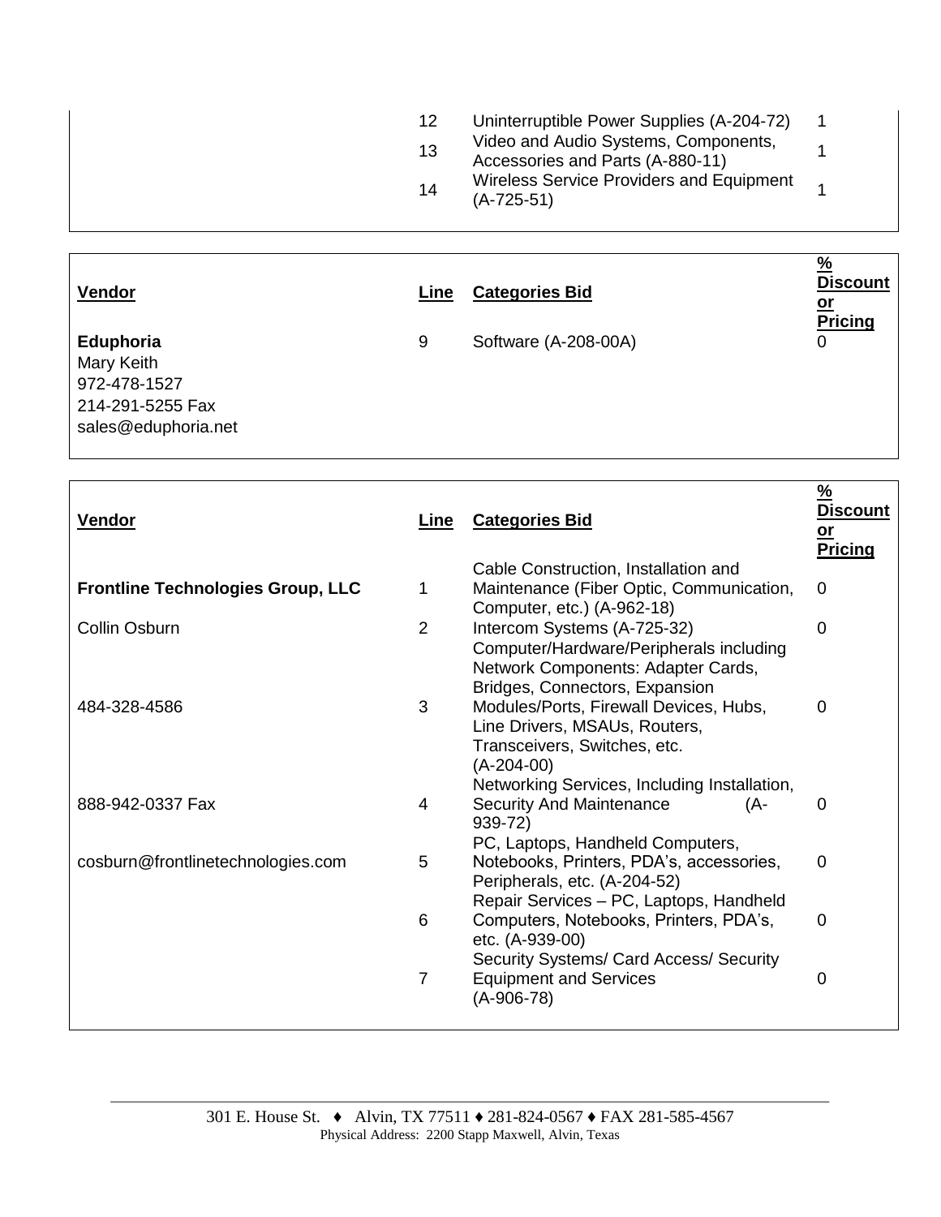| Vendor | Line | Categories Bid | % Discount or Pricing |
|---|---|---|---|
| | 12 | Uninterruptible Power Supplies (A-204-72) | 1 |
| | 13 | Video and Audio Systems, Components, Accessories and Parts (A-880-11) | 1 |
| | 14 | Wireless Service Providers and Equipment (A-725-51) | 1 |

| Vendor | Line | Categories Bid | % Discount or Pricing |
|---|---|---|---|
| **Eduphoria**<br>Mary Keith<br>972-478-1527<br>214-291-5255 Fax<br>sales@eduphoria.net | 9 | Software (A-208-00A) | 0 |

| Vendor | Line | Categories Bid | % Discount or Pricing |
|---|---|---|---|
| **Frontline Technologies Group, LLC** | 1 | Cable Construction, Installation and Maintenance (Fiber Optic, Communication, Computer, etc.) (A-962-18) | 0 |
| Collin Osburn | 2 | Intercom Systems (A-725-32) | 0 |
| 484-328-4586 | 3 | Computer/Hardware/Peripherals including Network Components: Adapter Cards, Bridges, Connectors, Expansion Modules/Ports, Firewall Devices, Hubs, Line Drivers, MSAUs, Routers, Transceivers, Switches, etc. (A-204-00) | 0 |
| 888-942-0337 Fax | 4 | Networking Services, Including Installation, Security And Maintenance (A-939-72) | 0 |
| cosburn@frontlinetechnologies.com | 5 | PC, Laptops, Handheld Computers, Notebooks, Printers, PDA's, accessories, Peripherals, etc. (A-204-52) | 0 |
| | 6 | Repair Services – PC, Laptops, Handheld Computers, Notebooks, Printers, PDA's, etc. (A-939-00) | 0 |
| | 7 | Security Systems/ Card Access/ Security Equipment and Services (A-906-78) | 0 |

301 E. House St. ♦ Alvin, TX 77511 ♦ 281-824-0567 ♦ FAX 281-585-4567
Physical Address: 2200 Stapp Maxwell, Alvin, Texas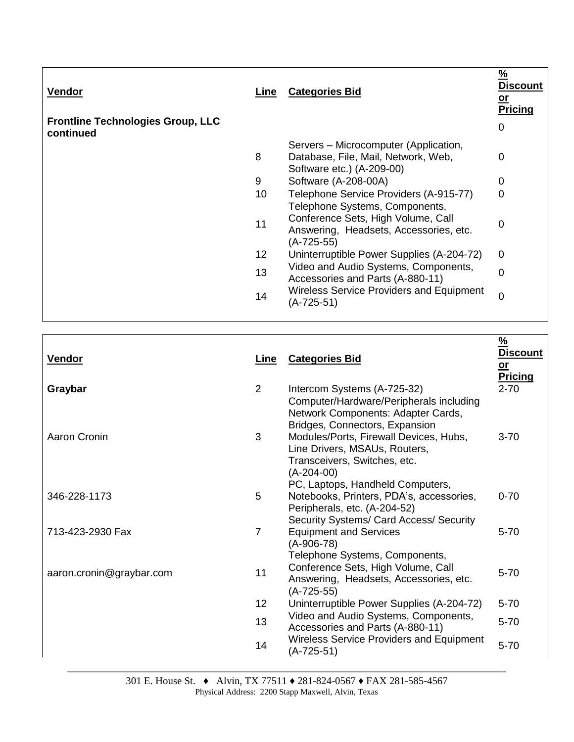| Vendor | Line | Categories Bid | % Discount or Pricing |
|---|---|---|---|
| **Frontline Technologies Group, LLC continued** | | | 0 |
| | 8 | Servers – Microcomputer (Application, Database, File, Mail, Network, Web, Software etc.) (A-209-00) | 0 |
| | 9 | Software (A-208-00A) | 0 |
| | 10 | Telephone Service Providers (A-915-77) | 0 |
| | 11 | Telephone Systems, Components, Conference Sets, High Volume, Call Answering, Headsets, Accessories, etc. (A-725-55) | 0 |
| | 12 | Uninterruptible Power Supplies (A-204-72) | 0 |
| | 13 | Video and Audio Systems, Components, Accessories and Parts (A-880-11) | 0 |
| | 14 | Wireless Service Providers and Equipment (A-725-51) | 0 |

| Vendor | Line | Categories Bid | % Discount or Pricing |
|---|---|---|---|
| **Graybar** | 2 | Intercom Systems (A-725-32) | 2-70 |
| Aaron Cronin | 3 | Computer/Hardware/Peripherals including Network Components: Adapter Cards, Bridges, Connectors, Expansion Modules/Ports, Firewall Devices, Hubs, Line Drivers, MSAUs, Routers, Transceivers, Switches, etc. (A-204-00) | 3-70 |
| 346-228-1173 | 5 | PC, Laptops, Handheld Computers, Notebooks, Printers, PDA's, accessories, Peripherals, etc. (A-204-52) | 0-70 |
| 713-423-2930 Fax | 7 | Security Systems/ Card Access/ Security Equipment and Services (A-906-78) | 5-70 |
| aaron.cronin@graybar.com | 11 | Telephone Systems, Components, Conference Sets, High Volume, Call Answering, Headsets, Accessories, etc. (A-725-55) | 5-70 |
| | 12 | Uninterruptible Power Supplies (A-204-72) | 5-70 |
| | 13 | Video and Audio Systems, Components, Accessories and Parts (A-880-11) | 5-70 |
| | 14 | Wireless Service Providers and Equipment (A-725-51) | 5-70 |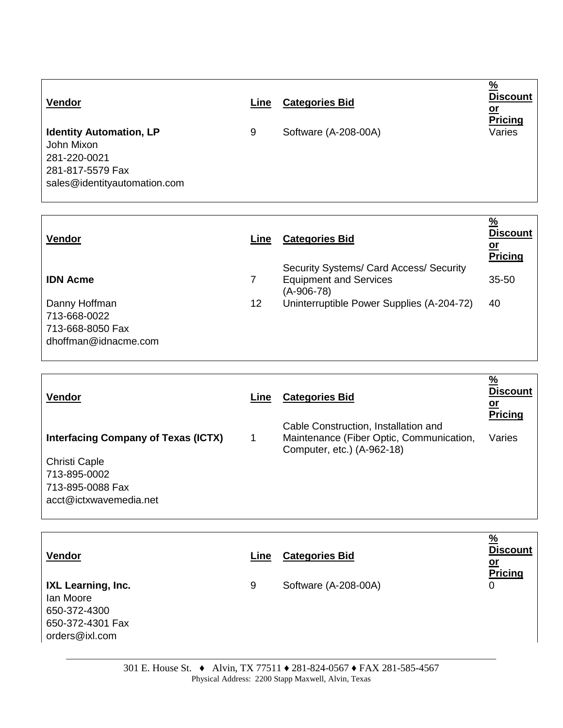| Vendor | Line | Categories Bid | % Discount or Pricing |
|---|---|---|---|
| **Identity Automation, LP** | 9 | Software (A-208-00A) | Varies |
| John Mixon | | | |
| 281-220-0021 | | | |
| 281-817-5579 Fax | | | |
| sales@identityautomation.com | | | |

| Vendor | Line | Categories Bid | % Discount or Pricing |
|---|---|---|---|
| **IDN Acme** | 7 | Security Systems/ Card Access/ Security Equipment and Services (A-906-78) | 35-50 |
| Danny Hoffman | 12 | Uninterruptible Power Supplies (A-204-72) | 40 |
| 713-668-0022 | | | |
| 713-668-8050 Fax | | | |
| dhoffman@idnacme.com | | | |

| Vendor | Line | Categories Bid | % Discount or Pricing |
|---|---|---|---|
| **Interfacing Company of Texas (ICTX)** | 1 | Cable Construction, Installation and Maintenance (Fiber Optic, Communication, Computer, etc.) (A-962-18) | Varies |
| Christi Caple | | | |
| 713-895-0002 | | | |
| 713-895-0088 Fax | | | |
| acct@ictxwavemedia.net | | | |

| Vendor | Line | Categories Bid | % Discount or Pricing |
|---|---|---|---|
| **IXL Learning, Inc.** | 9 | Software (A-208-00A) | 0 |
| Ian Moore | | | |
| 650-372-4300 | | | |
| 650-372-4301 Fax | | | |
| orders@ixl.com | | | |

301 E. House St. ♦ Alvin, TX 77511 ♦ 281-824-0567 ♦ FAX 281-585-4567
Physical Address: 2200 Stapp Maxwell, Alvin, Texas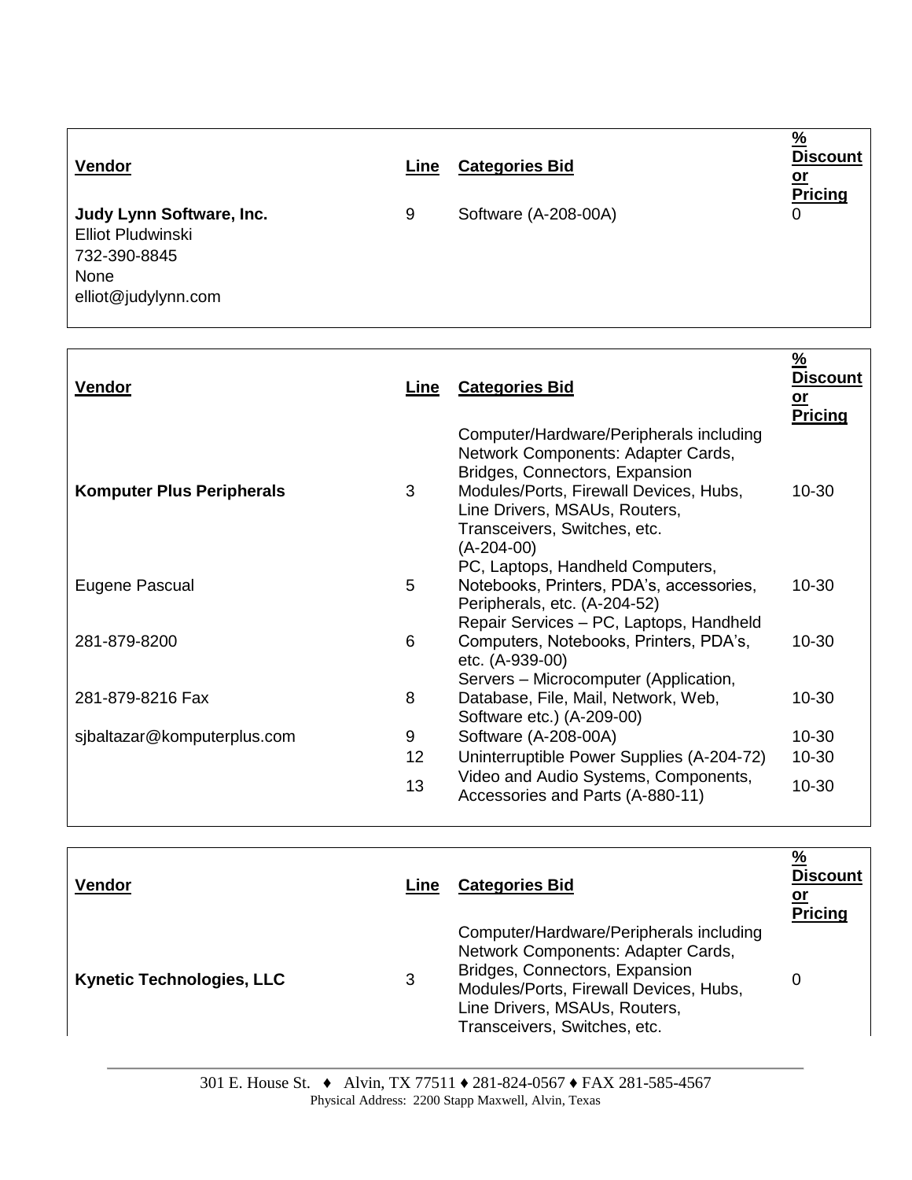| Vendor | Line | Categories Bid | % Discount or Pricing |
|---|---|---|---|
| **Judy Lynn Software, Inc.** | 9 | Software (A-208-00A) | 0 |
| Elliot Pludwinski | | | |
| 732-390-8845 | | | |
| None | | | |
| elliot@judylynn.com | | | |

| Vendor | Line | Categories Bid | % Discount or Pricing |
|---|---|---|---|
| **Komputer Plus Peripherals** | 3 | Computer/Hardware/Peripherals including Network Components: Adapter Cards, Bridges, Connectors, Expansion Modules/Ports, Firewall Devices, Hubs, Line Drivers, MSAUs, Routers, Transceivers, Switches, etc. (A-204-00) | 10-30 |
| Eugene Pascual | 5 | PC, Laptops, Handheld Computers, Notebooks, Printers, PDA's, accessories, Peripherals, etc. (A-204-52) | 10-30 |
| 281-879-8200 | 6 | Repair Services – PC, Laptops, Handheld Computers, Notebooks, Printers, PDA's, etc. (A-939-00) | 10-30 |
| 281-879-8216 Fax | 8 | Servers – Microcomputer (Application, Database, File, Mail, Network, Web, Software etc.) (A-209-00) | 10-30 |
| sjbaltazar@komputerplus.com | 9 | Software (A-208-00A) | 10-30 |
| | 12 | Uninterruptible Power Supplies (A-204-72) | 10-30 |
| | 13 | Video and Audio Systems, Components, Accessories and Parts (A-880-11) | 10-30 |

| Vendor | Line | Categories Bid | % Discount or Pricing |
|---|---|---|---|
| **Kynetic Technologies, LLC** | 3 | Computer/Hardware/Peripherals including Network Components: Adapter Cards, Bridges, Connectors, Expansion Modules/Ports, Firewall Devices, Hubs, Line Drivers, MSAUs, Routers, Transceivers, Switches, etc. | 0 |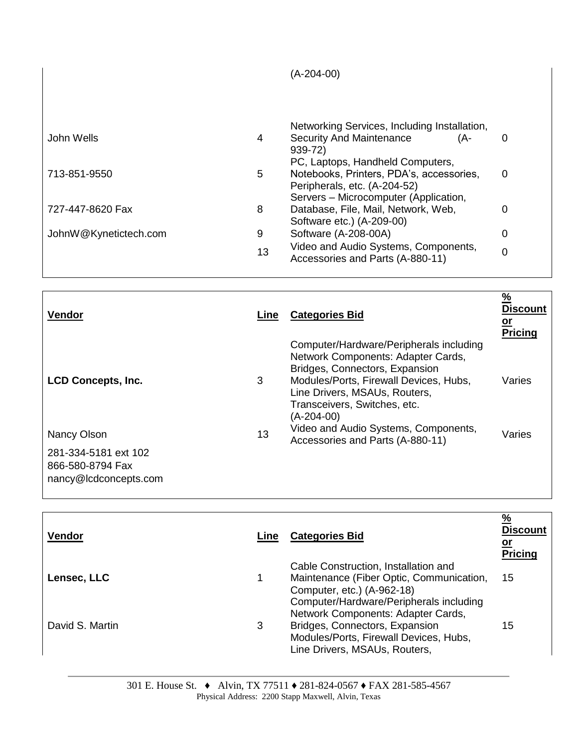| | | | |
|---|---|---|---|
| | | (A-204-00) | |
| John Wells | 4 | Networking Services, Including Installation, Security And Maintenance (A-939-72) | 0 |
| 713-851-9550 | 5 | PC, Laptops, Handheld Computers, Notebooks, Printers, PDA's, accessories, Peripherals, etc. (A-204-52) | 0 |
| 727-447-8620 Fax | 8 | Servers – Microcomputer (Application, Database, File, Mail, Network, Web, Software etc.) (A-209-00) | 0 |
| JohnW@Kynetictech.com | 9 | Software (A-208-00A) | 0 |
| | 13 | Video and Audio Systems, Components, Accessories and Parts (A-880-11) | 0 |

| **Vendor** | **Line** | **Categories Bid** | **% Discount or Pricing** |
|---|---|---|---|
| **LCD Concepts, Inc.** | 3 | Computer/Hardware/Peripherals including Network Components: Adapter Cards, Bridges, Connectors, Expansion Modules/Ports, Firewall Devices, Hubs, Line Drivers, MSAUs, Routers, Transceivers, Switches, etc. (A-204-00) | Varies |
| Nancy Olson | 13 | Video and Audio Systems, Components, Accessories and Parts (A-880-11) | Varies |
| 281-334-5181 ext 102 | | | |
| 866-580-8794 Fax | | | |
| nancy@lcdconcepts.com | | | |

| **Vendor** | **Line** | **Categories Bid** | **% Discount or Pricing** |
|---|---|---|---|
| **Lensec, LLC** | 1 | Cable Construction, Installation and Maintenance (Fiber Optic, Communication, Computer, etc.) (A-962-18) | 15 |
| David S. Martin | 3 | Computer/Hardware/Peripherals including Network Components: Adapter Cards, Bridges, Connectors, Expansion Modules/Ports, Firewall Devices, Hubs, Line Drivers, MSAUs, Routers, | 15 |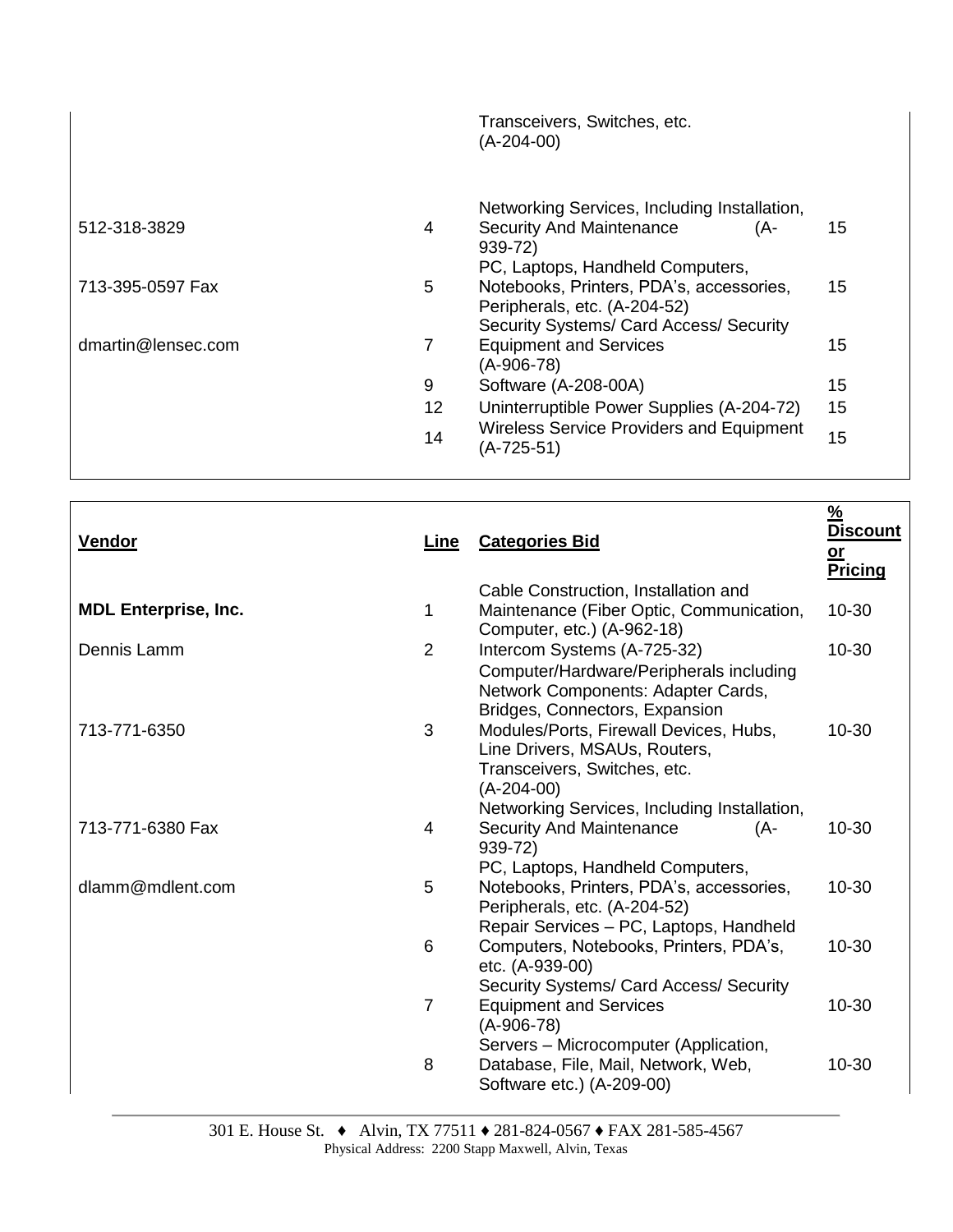| | | | |
|---|---|---|---|
| | | Transceivers, Switches, etc. (A-204-00) | |
| 512-318-3829 | 4 | Networking Services, Including Installation, Security And Maintenance (A-939-72) | 15 |
| 713-395-0597 Fax | 5 | PC, Laptops, Handheld Computers, Notebooks, Printers, PDA's, accessories, Peripherals, etc. (A-204-52) | 15 |
| dmartin@lensec.com | 7 | Security Systems/ Card Access/ Security Equipment and Services (A-906-78) | 15 |
| | 9 | Software (A-208-00A) | 15 |
| | 12 | Uninterruptible Power Supplies (A-204-72) | 15 |
| | 14 | Wireless Service Providers and Equipment (A-725-51) | 15 |

| **Vendor** | **Line** | **Categories Bid** | **% Discount or Pricing** |
|---|---|---|---|
| **MDL Enterprise, Inc.** | 1 | Cable Construction, Installation and Maintenance (Fiber Optic, Communication, Computer, etc.) (A-962-18) | 10-30 |
| Dennis Lamm | 2 | Intercom Systems (A-725-32) | 10-30 |
| 713-771-6350 | 3 | Computer/Hardware/Peripherals including Network Components: Adapter Cards, Bridges, Connectors, Expansion Modules/Ports, Firewall Devices, Hubs, Line Drivers, MSAUs, Routers, Transceivers, Switches, etc. (A-204-00) | 10-30 |
| 713-771-6380 Fax | 4 | Networking Services, Including Installation, Security And Maintenance (A-939-72) | 10-30 |
| dlamm@mdlent.com | 5 | PC, Laptops, Handheld Computers, Notebooks, Printers, PDA's, accessories, Peripherals, etc. (A-204-52) | 10-30 |
| | 6 | Repair Services – PC, Laptops, Handheld Computers, Notebooks, Printers, PDA's, etc. (A-939-00) | 10-30 |
| | 7 | Security Systems/ Card Access/ Security Equipment and Services (A-906-78) | 10-30 |
| | 8 | Servers – Microcomputer (Application, Database, File, Mail, Network, Web, Software etc.) (A-209-00) | 10-30 |

301 E. House St. ♦ Alvin, TX 77511 ♦ 281-824-0567 ♦ FAX 281-585-4567
Physical Address: 2200 Stapp Maxwell, Alvin, Texas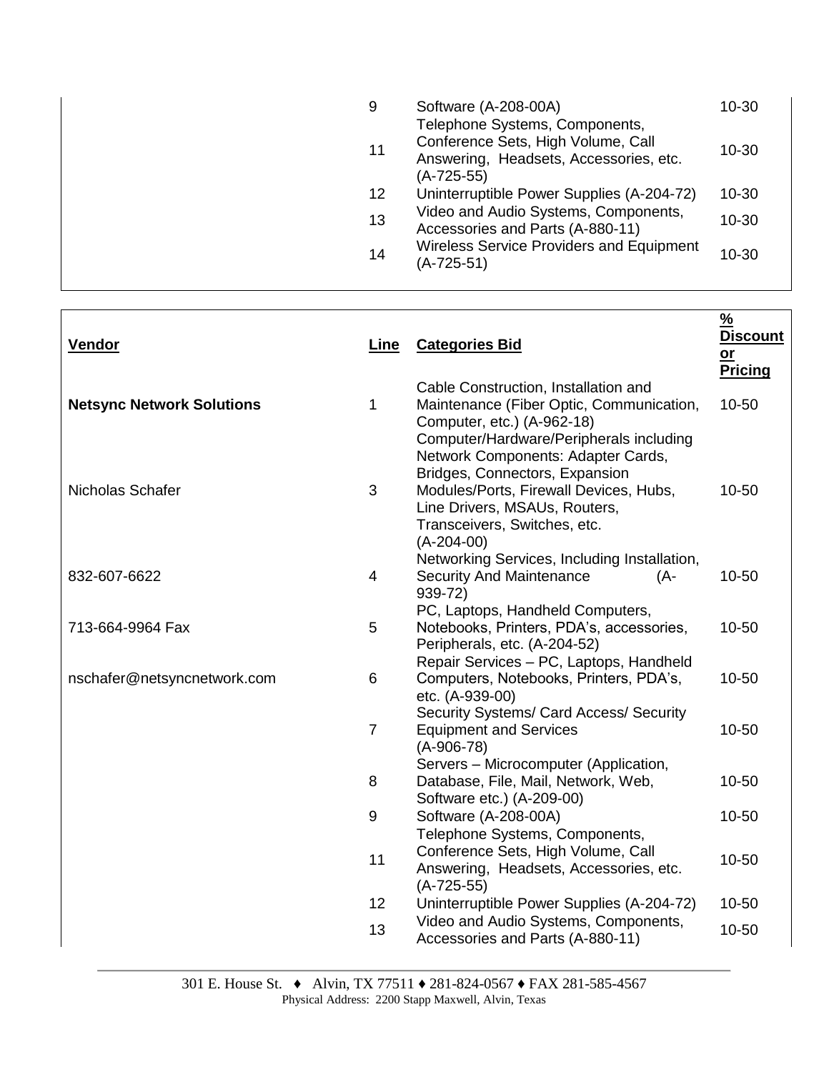| | Line | Categories Bid | % Discount or Pricing |
|---|---|---|---|
| | 9 | Software (A-208-00A) | 10-30 |
| | 11 | Telephone Systems, Components, Conference Sets, High Volume, Call Answering, Headsets, Accessories, etc. (A-725-55) | 10-30 |
| | 12 | Uninterruptible Power Supplies (A-204-72) | 10-30 |
| | 13 | Video and Audio Systems, Components, Accessories and Parts (A-880-11) | 10-30 |
| | 14 | Wireless Service Providers and Equipment (A-725-51) | 10-30 |

| **Vendor** | **Line** | **Categories Bid** | **% Discount or Pricing** |
|---|---|---|---|
| **Netsync Network Solutions** | 1 | Cable Construction, Installation and Maintenance (Fiber Optic, Communication, Computer, etc.) (A-962-18) | 10-50 |
| Nicholas Schafer | 3 | Computer/Hardware/Peripherals including Network Components: Adapter Cards, Bridges, Connectors, Expansion Modules/Ports, Firewall Devices, Hubs, Line Drivers, MSAUs, Routers, Transceivers, Switches, etc. (A-204-00) | 10-50 |
| 832-607-6622 | 4 | Networking Services, Including Installation, Security And Maintenance (A-939-72) | 10-50 |
| 713-664-9964 Fax | 5 | PC, Laptops, Handheld Computers, Notebooks, Printers, PDA's, accessories, Peripherals, etc. (A-204-52) | 10-50 |
| nschafer@netsyncnetwork.com | 6 | Repair Services – PC, Laptops, Handheld Computers, Notebooks, Printers, PDA's, etc. (A-939-00) | 10-50 |
| | 7 | Security Systems/ Card Access/ Security Equipment and Services (A-906-78) | 10-50 |
| | 8 | Servers – Microcomputer (Application, Database, File, Mail, Network, Web, Software etc.) (A-209-00) | 10-50 |
| | 9 | Software (A-208-00A) | 10-50 |
| | 11 | Telephone Systems, Components, Conference Sets, High Volume, Call Answering, Headsets, Accessories, etc. (A-725-55) | 10-50 |
| | 12 | Uninterruptible Power Supplies (A-204-72) | 10-50 |
| | 13 | Video and Audio Systems, Components, Accessories and Parts (A-880-11) | 10-50 |

301 E. House St. ♦ Alvin, TX 77511 ♦ 281-824-0567 ♦ FAX 281-585-4567
Physical Address: 2200 Stapp Maxwell, Alvin, Texas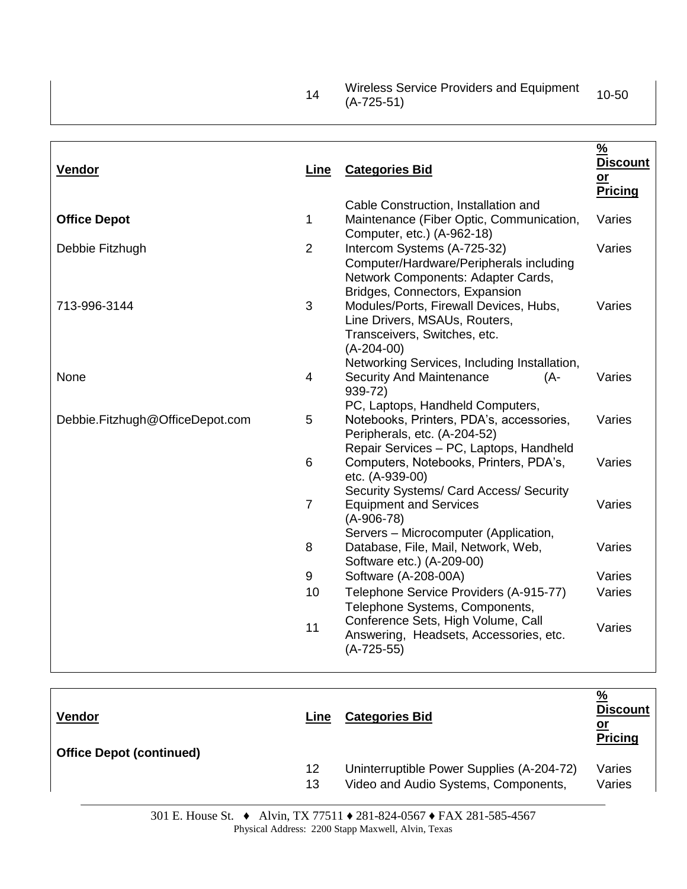| Vendor | Line | Categories Bid | % Discount or Pricing |
|---|---|---|---|
| | 14 | Wireless Service Providers and Equipment (A-725-51) | 10-50 |

| Vendor | Line | Categories Bid | % Discount or Pricing |
|---|---|---|---|
| **Office Depot** | 1 | Cable Construction, Installation and Maintenance (Fiber Optic, Communication, Computer, etc.) (A-962-18) | Varies |
| Debbie Fitzhugh | 2 | Intercom Systems (A-725-32) | Varies |
| 713-996-3144 | 3 | Computer/Hardware/Peripherals including Network Components: Adapter Cards, Bridges, Connectors, Expansion Modules/Ports, Firewall Devices, Hubs, Line Drivers, MSAUs, Routers, Transceivers, Switches, etc. (A-204-00) | Varies |
| None | 4 | Networking Services, Including Installation, Security And Maintenance (A-939-72) | Varies |
| Debbie.Fitzhugh@OfficeDepot.com | 5 | PC, Laptops, Handheld Computers, Notebooks, Printers, PDA's, accessories, Peripherals, etc. (A-204-52) | Varies |
| | 6 | Repair Services – PC, Laptops, Handheld Computers, Notebooks, Printers, PDA's, etc. (A-939-00) | Varies |
| | 7 | Security Systems/ Card Access/ Security Equipment and Services (A-906-78) | Varies |
| | 8 | Servers – Microcomputer (Application, Database, File, Mail, Network, Web, Software etc.) (A-209-00) | Varies |
| | 9 | Software (A-208-00A) | Varies |
| | 10 | Telephone Service Providers (A-915-77) | Varies |
| | 11 | Telephone Systems, Components, Conference Sets, High Volume, Call Answering, Headsets, Accessories, etc. (A-725-55) | Varies |

| Vendor | Line | Categories Bid | % Discount or Pricing |
|---|---|---|---|
| **Office Depot (continued)** | | | |
| | 12 | Uninterruptible Power Supplies (A-204-72) | Varies |
| | 13 | Video and Audio Systems, Components, | Varies |

301 E. House St. ♦ Alvin, TX 77511 ♦ 281-824-0567 ♦ FAX 281-585-4567
Physical Address: 2200 Stapp Maxwell, Alvin, Texas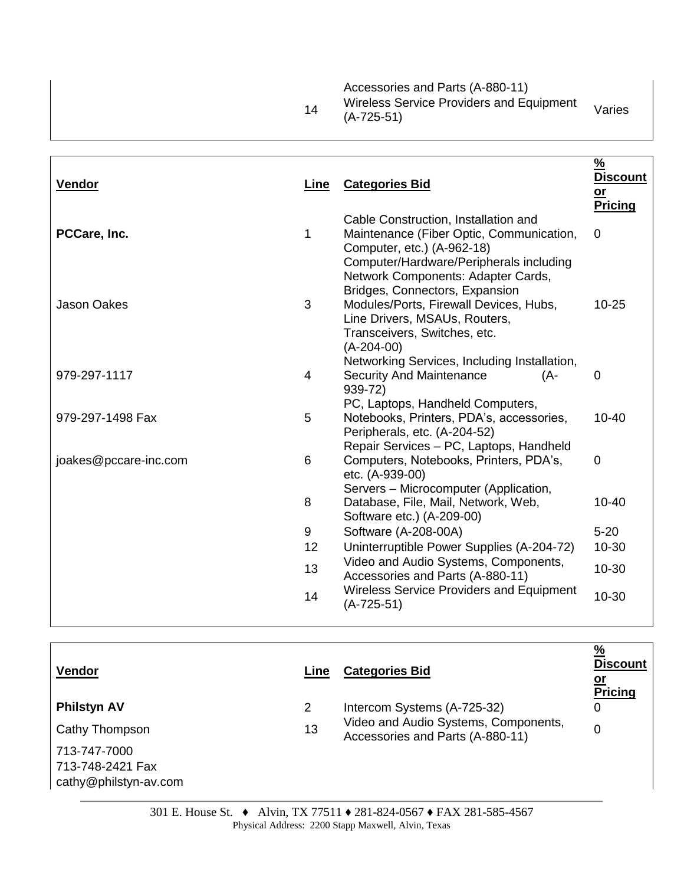| | | | |
|---|---|---|---|
| | | Accessories and Parts (A-880-11) | |
| | 14 | Wireless Service Providers and Equipment (A-725-51) | Varies |

| Vendor | Line | Categories Bid | % Discount or Pricing |
|---|---|---|---|
| **PCCare, Inc.** | 1 | Cable Construction, Installation and Maintenance (Fiber Optic, Communication, Computer, etc.) (A-962-18) | 0 |
| Jason Oakes | 3 | Computer/Hardware/Peripherals including Network Components: Adapter Cards, Bridges, Connectors, Expansion Modules/Ports, Firewall Devices, Hubs, Line Drivers, MSAUs, Routers, Transceivers, Switches, etc. (A-204-00) | 10-25 |
| 979-297-1117 | 4 | Networking Services, Including Installation, Security And Maintenance (A-939-72) | 0 |
| 979-297-1498 Fax | 5 | PC, Laptops, Handheld Computers, Notebooks, Printers, PDA's, accessories, Peripherals, etc. (A-204-52) | 10-40 |
| joakes@pccare-inc.com | 6 | Repair Services – PC, Laptops, Handheld Computers, Notebooks, Printers, PDA's, etc. (A-939-00) | 0 |
| | 8 | Servers – Microcomputer (Application, Database, File, Mail, Network, Web, Software etc.) (A-209-00) | 10-40 |
| | 9 | Software (A-208-00A) | 5-20 |
| | 12 | Uninterruptible Power Supplies (A-204-72) | 10-30 |
| | 13 | Video and Audio Systems, Components, Accessories and Parts (A-880-11) | 10-30 |
| | 14 | Wireless Service Providers and Equipment (A-725-51) | 10-30 |

| Vendor | Line | Categories Bid | % Discount or Pricing |
|---|---|---|---|
| **Philstyn AV** | 2 | Intercom Systems (A-725-32) | 0 |
| Cathy Thompson | 13 | Video and Audio Systems, Components, Accessories and Parts (A-880-11) | 0 |
| 713-747-7000 | | | |
| 713-748-2421 Fax | | | |
| cathy@philstyn-av.com | | | |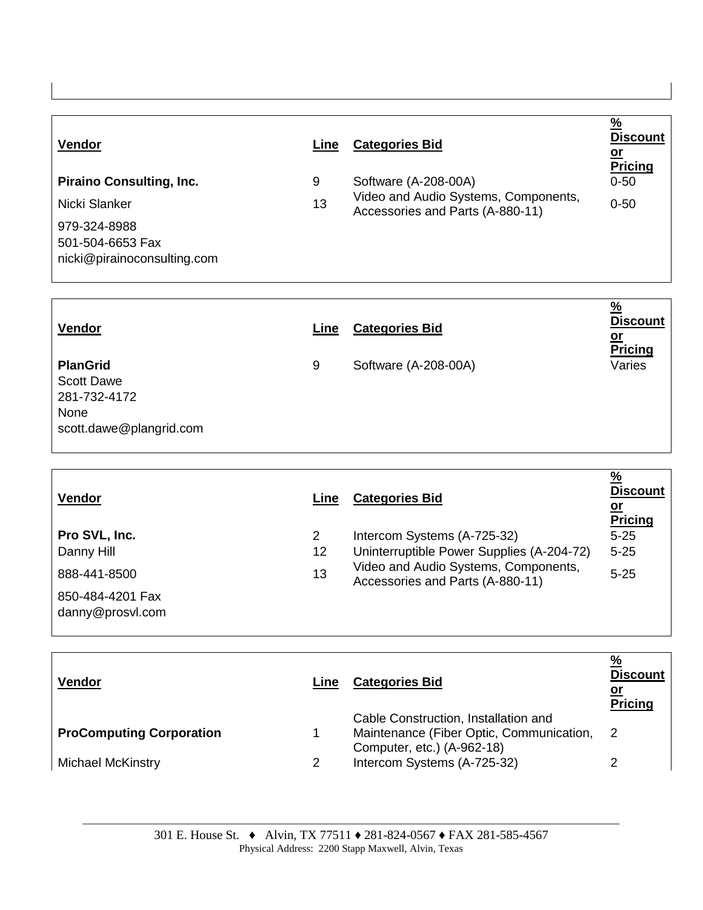| Vendor | Line | Categories Bid | % Discount or Pricing |
|---|---|---|---|
| **Piraino Consulting, Inc.** | 9 | Software (A-208-00A) | 0-50 |
| Nicki Slanker | 13 | Video and Audio Systems, Components, Accessories and Parts (A-880-11) | 0-50 |
| 979-324-8988 | | | |
| 501-504-6653 Fax | | | |
| nicki@pirainoconsulting.com | | | |

| Vendor | Line | Categories Bid | % Discount or Pricing |
|---|---|---|---|
| **PlanGrid** | 9 | Software (A-208-00A) | Varies |
| Scott Dawe | | | |
| 281-732-4172 | | | |
| None | | | |
| scott.dawe@plangrid.com | | | |

| Vendor | Line | Categories Bid | % Discount or Pricing |
|---|---|---|---|
| **Pro SVL, Inc.** | 2 | Intercom Systems (A-725-32) | 5-25 |
| Danny Hill | 12 | Uninterruptible Power Supplies (A-204-72) | 5-25 |
| 888-441-8500 | 13 | Video and Audio Systems, Components, Accessories and Parts (A-880-11) | 5-25 |
| 850-484-4201 Fax | | | |
| danny@prosvl.com | | | |

| Vendor | Line | Categories Bid | % Discount or Pricing |
|---|---|---|---|
| **ProComputing Corporation** | 1 | Cable Construction, Installation and Maintenance (Fiber Optic, Communication, Computer, etc.) (A-962-18) | 2 |
| Michael McKinstry | 2 | Intercom Systems (A-725-32) | 2 |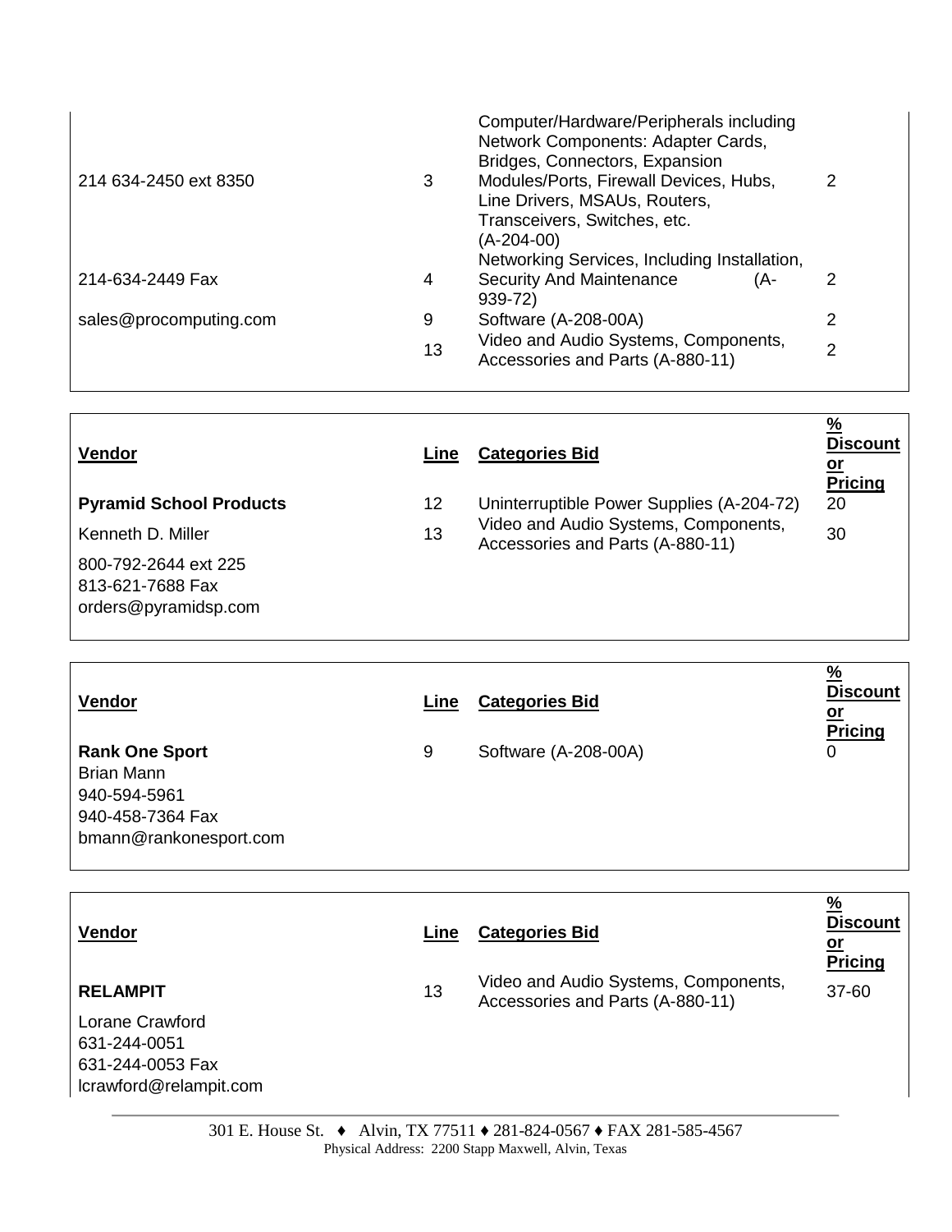| | | | |
|---|---|---|---|
| 214 634-2450 ext 8350 | 3 | Computer/Hardware/Peripherals including Network Components: Adapter Cards, Bridges, Connectors, Expansion Modules/Ports, Firewall Devices, Hubs, Line Drivers, MSAUs, Routers, Transceivers, Switches, etc. (A-204-00) | 2 |
| 214-634-2449 Fax | 4 | Networking Services, Including Installation, Security And Maintenance (A-939-72) | 2 |
| sales@procomputing.com | 9 | Software (A-208-00A) | 2 |
| | 13 | Video and Audio Systems, Components, Accessories and Parts (A-880-11) | 2 |

| Vendor | Line | Categories Bid | % Discount or Pricing |
|---|---|---|---|
| **Pyramid School Products** | 12 | Uninterruptible Power Supplies (A-204-72) | 20 |
| Kenneth D. Miller | 13 | Video and Audio Systems, Components, Accessories and Parts (A-880-11) | 30 |
| 800-792-2644 ext 225 | | | |
| 813-621-7688 Fax | | | |
| orders@pyramidsp.com | | | |

| Vendor | Line | Categories Bid | % Discount or Pricing |
|---|---|---|---|
| **Rank One Sport** | 9 | Software (A-208-00A) | 0 |
| Brian Mann | | | |
| 940-594-5961 | | | |
| 940-458-7364 Fax | | | |
| bmann@rankonesport.com | | | |

| Vendor | Line | Categories Bid | % Discount or Pricing |
|---|---|---|---|
| **RELAMPIT** | 13 | Video and Audio Systems, Components, Accessories and Parts (A-880-11) | 37-60 |
| Lorane Crawford | | | |
| 631-244-0051 | | | |
| 631-244-0053 Fax | | | |
| lcrawford@relampit.com | | | |

301 E. House St. ♦ Alvin, TX 77511 ♦ 281-824-0567 ♦ FAX 281-585-4567
Physical Address: 2200 Stapp Maxwell, Alvin, Texas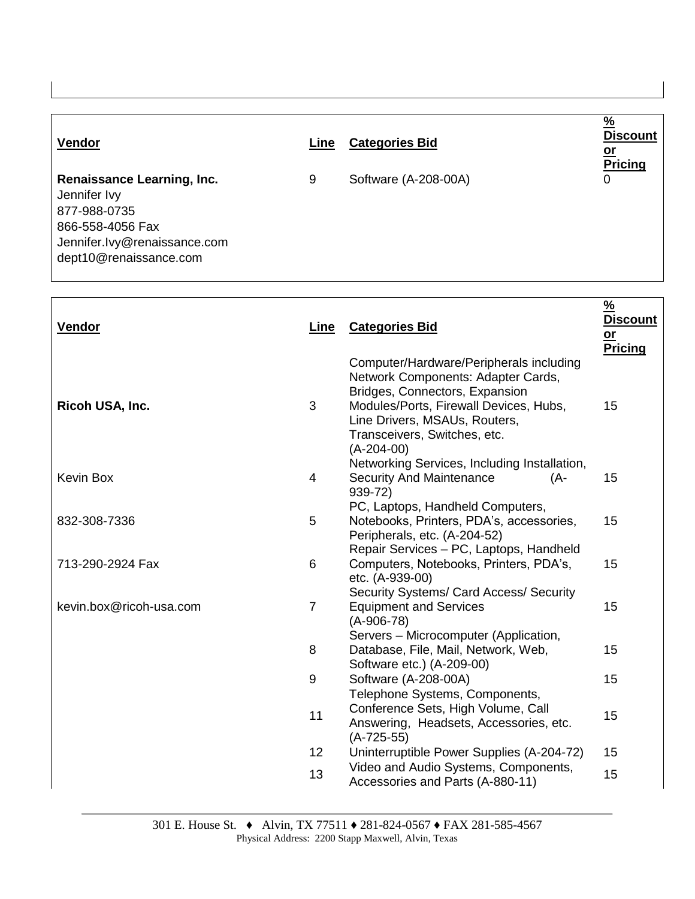| Vendor | Line | Categories Bid | % Discount or Pricing |
|---|---|---|---|
| **Renaissance Learning, Inc.**<br>Jennifer Ivy<br>877-988-0735<br>866-558-4056 Fax<br>Jennifer.Ivy@renaissance.com<br>dept10@renaissance.com | 9 | Software (A-208-00A) | 0 |

| Vendor | Line | Categories Bid | % Discount or Pricing |
|---|---|---|---|
| **Ricoh USA, Inc.** | 3 | Computer/Hardware/Peripherals including Network Components: Adapter Cards, Bridges, Connectors, Expansion Modules/Ports, Firewall Devices, Hubs, Line Drivers, MSAUs, Routers, Transceivers, Switches, etc. (A-204-00) | 15 |
| Kevin Box | 4 | Networking Services, Including Installation, Security And Maintenance (A-939-72) | 15 |
| 832-308-7336 | 5 | PC, Laptops, Handheld Computers, Notebooks, Printers, PDA's, accessories, Peripherals, etc. (A-204-52) | 15 |
| 713-290-2924 Fax | 6 | Repair Services – PC, Laptops, Handheld Computers, Notebooks, Printers, PDA's, etc. (A-939-00) | 15 |
| kevin.box@ricoh-usa.com | 7 | Security Systems/ Card Access/ Security Equipment and Services (A-906-78) | 15 |
| | 8 | Servers – Microcomputer (Application, Database, File, Mail, Network, Web, Software etc.) (A-209-00) | 15 |
| | 9 | Software (A-208-00A) | 15 |
| | 11 | Telephone Systems, Components, Conference Sets, High Volume, Call Answering, Headsets, Accessories, etc. (A-725-55) | 15 |
| | 12 | Uninterruptible Power Supplies (A-204-72) | 15 |
| | 13 | Video and Audio Systems, Components, Accessories and Parts (A-880-11) | 15 |

301 E. House St. ♦ Alvin, TX 77511 ♦ 281-824-0567 ♦ FAX 281-585-4567
Physical Address: 2200 Stapp Maxwell, Alvin, Texas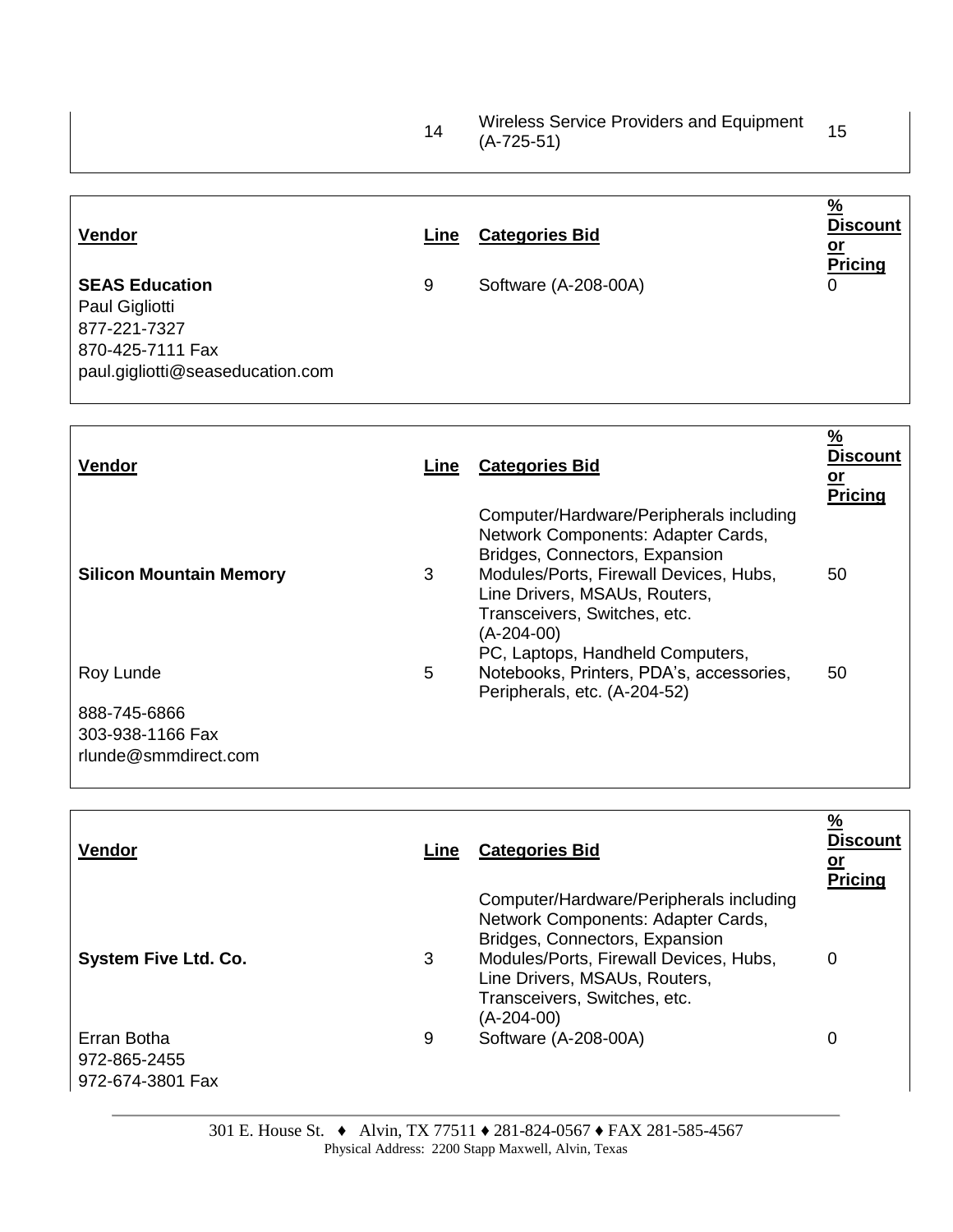| | Line | Categories Bid | % Discount or Pricing |
|---|---|---|---|
| | 14 | Wireless Service Providers and Equipment (A-725-51) | 15 |

| Vendor | Line | Categories Bid | % Discount or Pricing |
|---|---|---|---|
| **SEAS Education**<br>Paul Gigliotti<br>877-221-7327<br>870-425-7111 Fax<br>paul.gigliotti@seaseducation.com | 9 | Software (A-208-00A) | 0 |

| Vendor | Line | Categories Bid | % Discount or Pricing |
|---|---|---|---|
| **Silicon Mountain Memory** | 3 | Computer/Hardware/Peripherals including Network Components: Adapter Cards, Bridges, Connectors, Expansion Modules/Ports, Firewall Devices, Hubs, Line Drivers, MSAUs, Routers, Transceivers, Switches, etc. (A-204-00) | 50 |
| Roy Lunde | 5 | PC, Laptops, Handheld Computers, Notebooks, Printers, PDA's, accessories, Peripherals, etc. (A-204-52) | 50 |
| 888-745-6866<br>303-938-1166 Fax<br>rlunde@smmdirect.com | | | |

| Vendor | Line | Categories Bid | % Discount or Pricing |
|---|---|---|---|
| **System Five Ltd. Co.** | 3 | Computer/Hardware/Peripherals including Network Components: Adapter Cards, Bridges, Connectors, Expansion Modules/Ports, Firewall Devices, Hubs, Line Drivers, MSAUs, Routers, Transceivers, Switches, etc. (A-204-00) | 0 |
| Erran Botha<br>972-865-2455<br>972-674-3801 Fax | 9 | Software (A-208-00A) | 0 |

301 E. House St. ♦ Alvin, TX 77511 ♦ 281-824-0567 ♦ FAX 281-585-4567
Physical Address: 2200 Stapp Maxwell, Alvin, Texas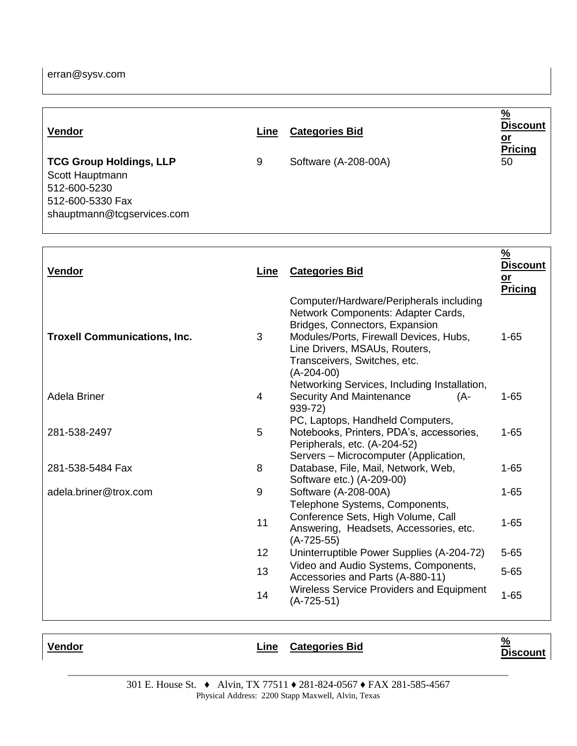erran@sysv.com

| Vendor | Line | Categories Bid | % Discount or Pricing |
| --- | --- | --- | --- |
| **TCG Group Holdings, LLP**<br>Scott Hauptmann<br>512-600-5230<br>512-600-5330 Fax<br>shauptmann@tcgservices.com | 9 | Software (A-208-00A) | 50 |

| Vendor | Line | Categories Bid | % Discount or Pricing |
| --- | --- | --- | --- |
| **Troxell Communications, Inc.** | 3 | Computer/Hardware/Peripherals including Network Components: Adapter Cards, Bridges, Connectors, Expansion Modules/Ports, Firewall Devices, Hubs, Line Drivers, MSAUs, Routers, Transceivers, Switches, etc. (A-204-00) | 1-65 |
| Adela Briner | 4 | Networking Services, Including Installation, Security And Maintenance (A-939-72) | 1-65 |
| 281-538-2497 | 5 | PC, Laptops, Handheld Computers, Notebooks, Printers, PDA's, accessories, Peripherals, etc. (A-204-52) | 1-65 |
| 281-538-5484 Fax | 8 | Servers – Microcomputer (Application, Database, File, Mail, Network, Web, Software etc.) (A-209-00) | 1-65 |
| adela.briner@trox.com | 9 | Software (A-208-00A) | 1-65 |
| | 11 | Telephone Systems, Components, Conference Sets, High Volume, Call Answering, Headsets, Accessories, etc. (A-725-55) | 1-65 |
| | 12 | Uninterruptible Power Supplies (A-204-72) | 5-65 |
| | 13 | Video and Audio Systems, Components, Accessories and Parts (A-880-11) | 5-65 |
| | 14 | Wireless Service Providers and Equipment (A-725-51) | 1-65 |

| Vendor | Line | Categories Bid | % Discount |
| --- | --- | --- | --- |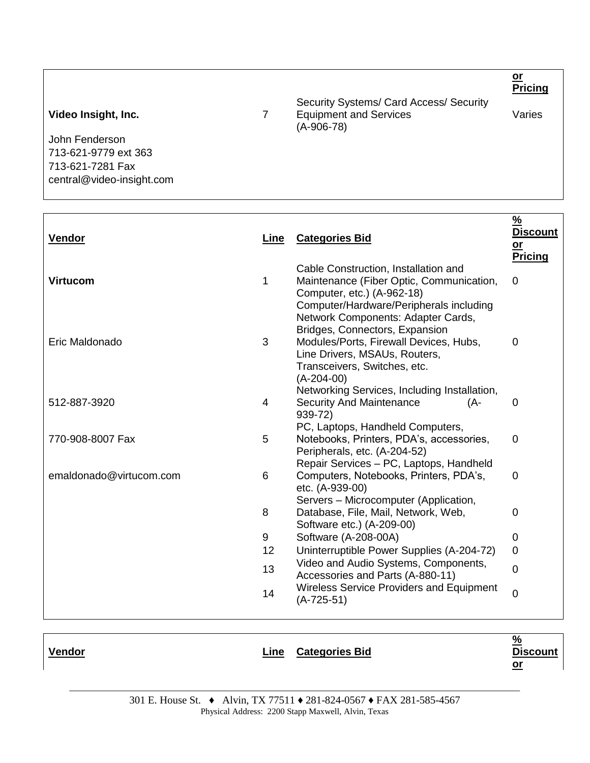| Vendor | Line | Categories Bid | % Discount or Pricing |
|---|---|---|---|
| **Video Insight, Inc.** | 7 | Security Systems/ Card Access/ Security Equipment and Services (A-906-78) | Varies |
| John Fenderson | | | |
| 713-621-9779 ext 363 | | | |
| 713-621-7281 Fax | | | |
| central@video-insight.com | | | |

| Vendor | Line | Categories Bid | % Discount or Pricing |
|---|---|---|---|
| **Virtucom** | 1 | Cable Construction, Installation and Maintenance (Fiber Optic, Communication, Computer, etc.) (A-962-18) | 0 |
| Eric Maldonado | 3 | Computer/Hardware/Peripherals including Network Components: Adapter Cards, Bridges, Connectors, Expansion Modules/Ports, Firewall Devices, Hubs, Line Drivers, MSAUs, Routers, Transceivers, Switches, etc. (A-204-00) | 0 |
| 512-887-3920 | 4 | Networking Services, Including Installation, Security And Maintenance (A-939-72) | 0 |
| 770-908-8007 Fax | 5 | PC, Laptops, Handheld Computers, Notebooks, Printers, PDA's, accessories, Peripherals, etc. (A-204-52) | 0 |
| emaldonado@virtucom.com | 6 | Repair Services – PC, Laptops, Handheld Computers, Notebooks, Printers, PDA's, etc. (A-939-00) | 0 |
| | 8 | Servers – Microcomputer (Application, Database, File, Mail, Network, Web, Software etc.) (A-209-00) | 0 |
| | 9 | Software (A-208-00A) | 0 |
| | 12 | Uninterruptible Power Supplies (A-204-72) | 0 |
| | 13 | Video and Audio Systems, Components, Accessories and Parts (A-880-11) | 0 |
| | 14 | Wireless Service Providers and Equipment (A-725-51) | 0 |

| Vendor | Line | Categories Bid | % Discount or |
|---|---|---|---|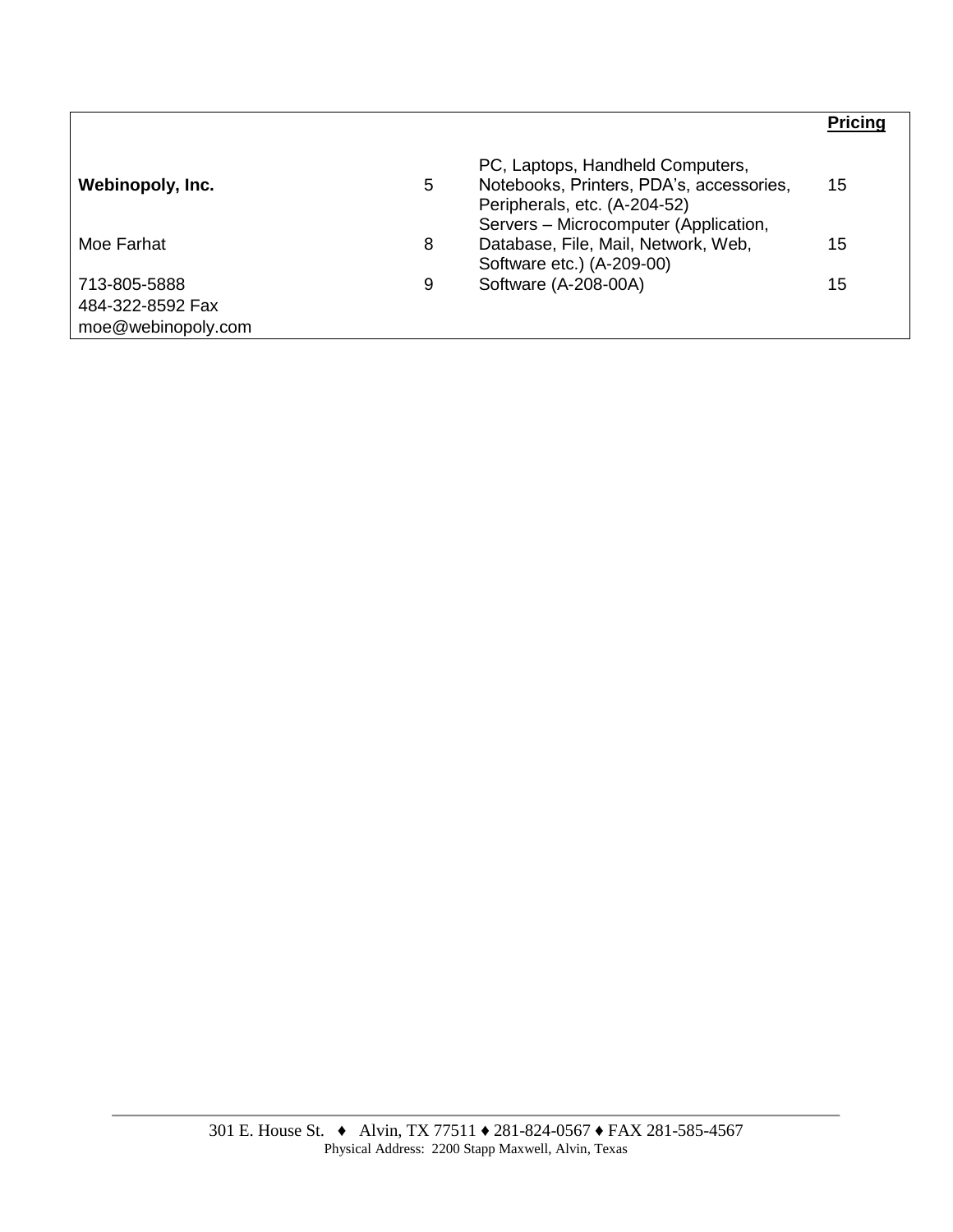| | | | Pricing |
|---|---|---|---|
| **Webinopoly, Inc.** | 5 | PC, Laptops, Handheld Computers, Notebooks, Printers, PDA's, accessories, Peripherals, etc. (A-204-52) | 15 |
| Moe Farhat | 8 | Servers – Microcomputer (Application, Database, File, Mail, Network, Web, Software etc.) (A-209-00) | 15 |
| 713-805-5888<br>484-322-8592 Fax<br>moe@webinopoly.com | 9 | Software (A-208-00A) | 15 |

301 E. House St. ♦ Alvin, TX 77511 ♦ 281-824-0567 ♦ FAX 281-585-4567
Physical Address: 2200 Stapp Maxwell, Alvin, Texas